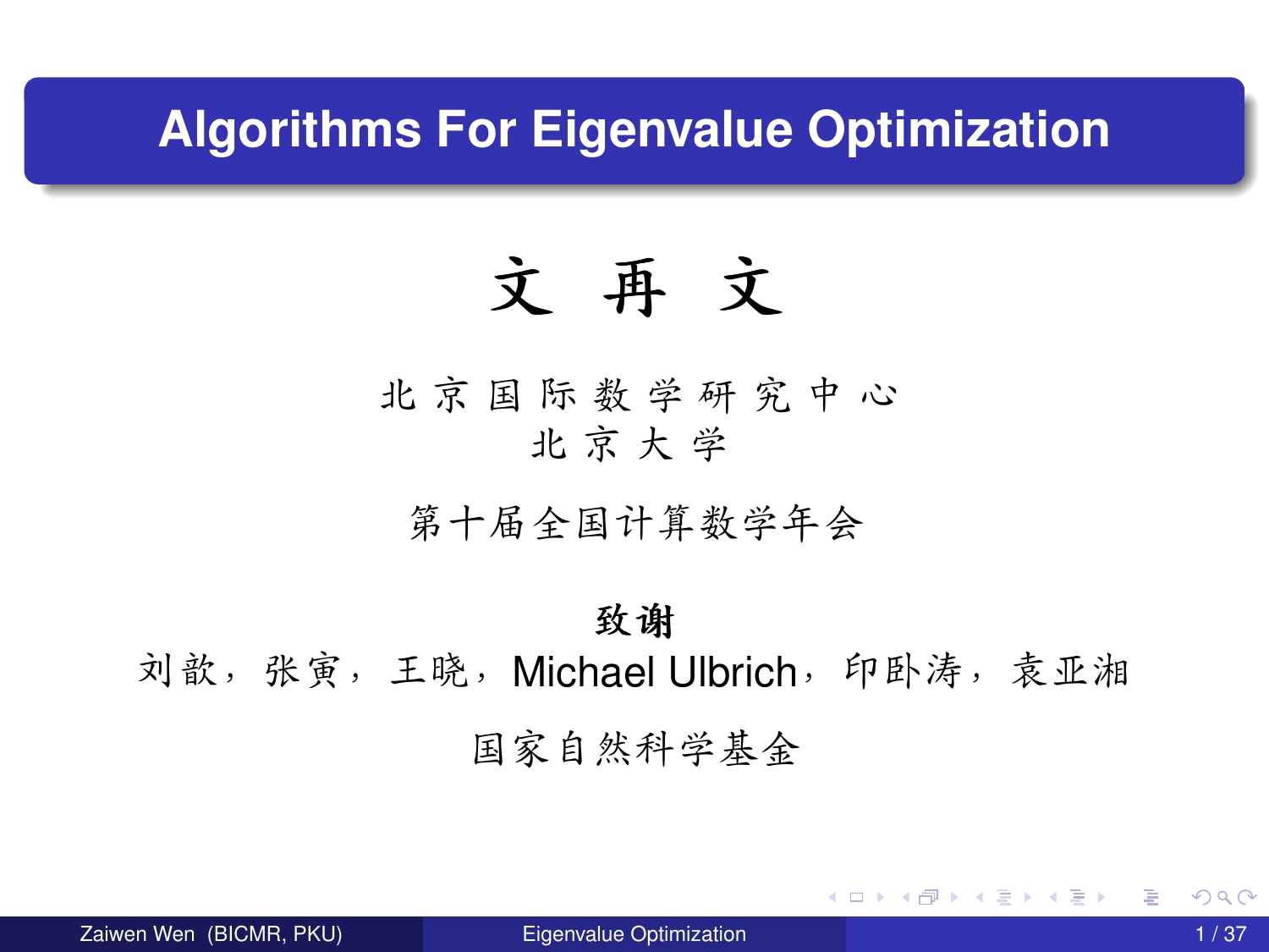# Algorithms For Eigenvalue Optimization

**文 再 文**

北 京 国 际 数 学 研 究 中 心
北 京 大 学

第十届全国计算数学年会

**致谢**

刘歆，张寅，王晓，Michael Ulbrich，印卧涛，袁亚湘

国家自然科学基金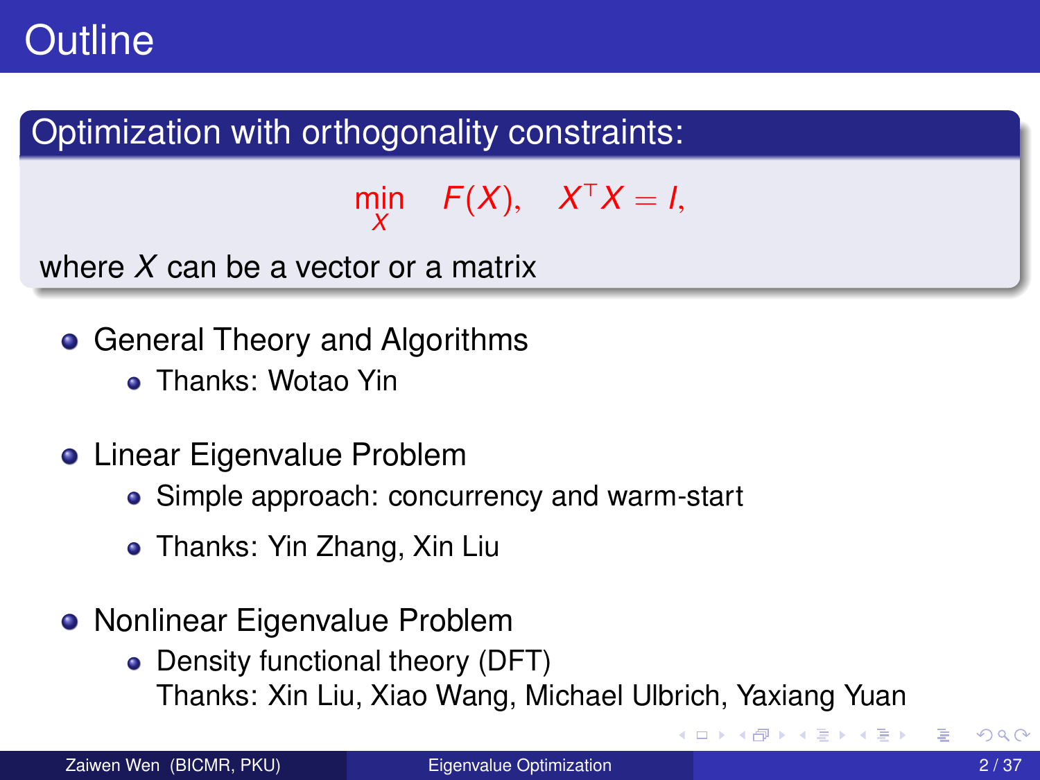# Outline

**Optimization with orthogonality constraints:**

$$\min_{X} \quad F(X), \quad X^\top X = I,$$

where $X$ can be a vector or a matrix

- General Theory and Algorithms
  - Thanks: Wotao Yin
- Linear Eigenvalue Problem
  - Simple approach: concurrency and warm-start
  - Thanks: Yin Zhang, Xin Liu
- Nonlinear Eigenvalue Problem
  - Density functional theory (DFT)
    Thanks: Xin Liu, Xiao Wang, Michael Ulbrich, Yaxiang Yuan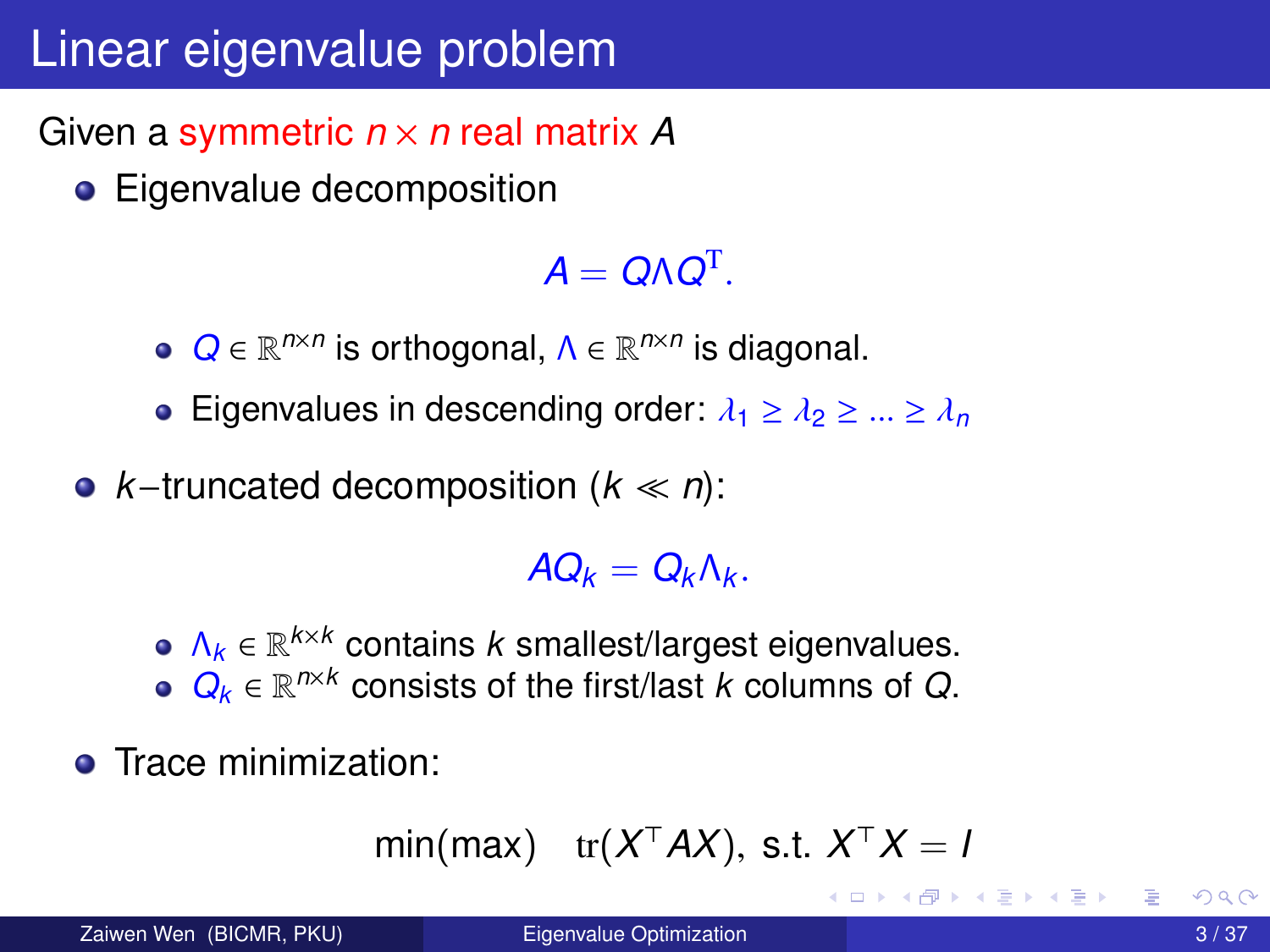# Linear eigenvalue problem

Given a symmetric $n \times n$ real matrix $A$

- Eigenvalue decomposition

$$A = Q\Lambda Q^{\mathrm{T}}.$$

  - $Q \in \mathbb{R}^{n\times n}$ is orthogonal, $\Lambda \in \mathbb{R}^{n\times n}$ is diagonal.
  - Eigenvalues in descending order: $\lambda_1 \geq \lambda_2 \geq \ldots \geq \lambda_n$

- $k-$truncated decomposition ($k \ll n$):

$$AQ_k = Q_k\Lambda_k.$$

  - $\Lambda_k \in \mathbb{R}^{k\times k}$ contains $k$ smallest/largest eigenvalues.
  - $Q_k \in \mathbb{R}^{n\times k}$ consists of the first/last $k$ columns of $Q$.

- Trace minimization:

$$\min(\max) \quad \mathrm{tr}(X^\top AX), \text{ s.t. } X^\top X = I$$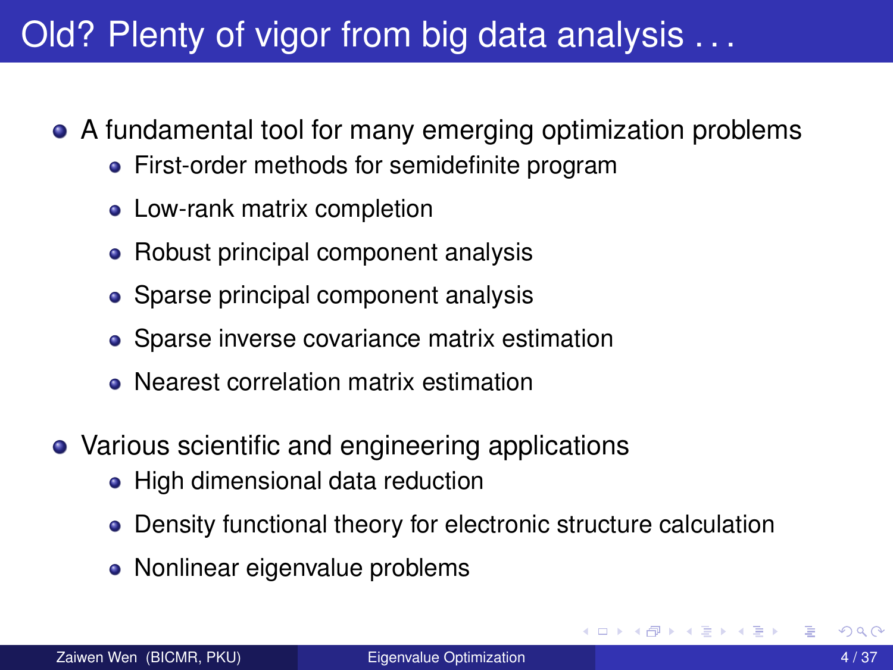# Old? Plenty of vigor from big data analysis . . .

- A fundamental tool for many emerging optimization problems
  - First-order methods for semidefinite program
  - Low-rank matrix completion
  - Robust principal component analysis
  - Sparse principal component analysis
  - Sparse inverse covariance matrix estimation
  - Nearest correlation matrix estimation
- Various scientific and engineering applications
  - High dimensional data reduction
  - Density functional theory for electronic structure calculation
  - Nonlinear eigenvalue problems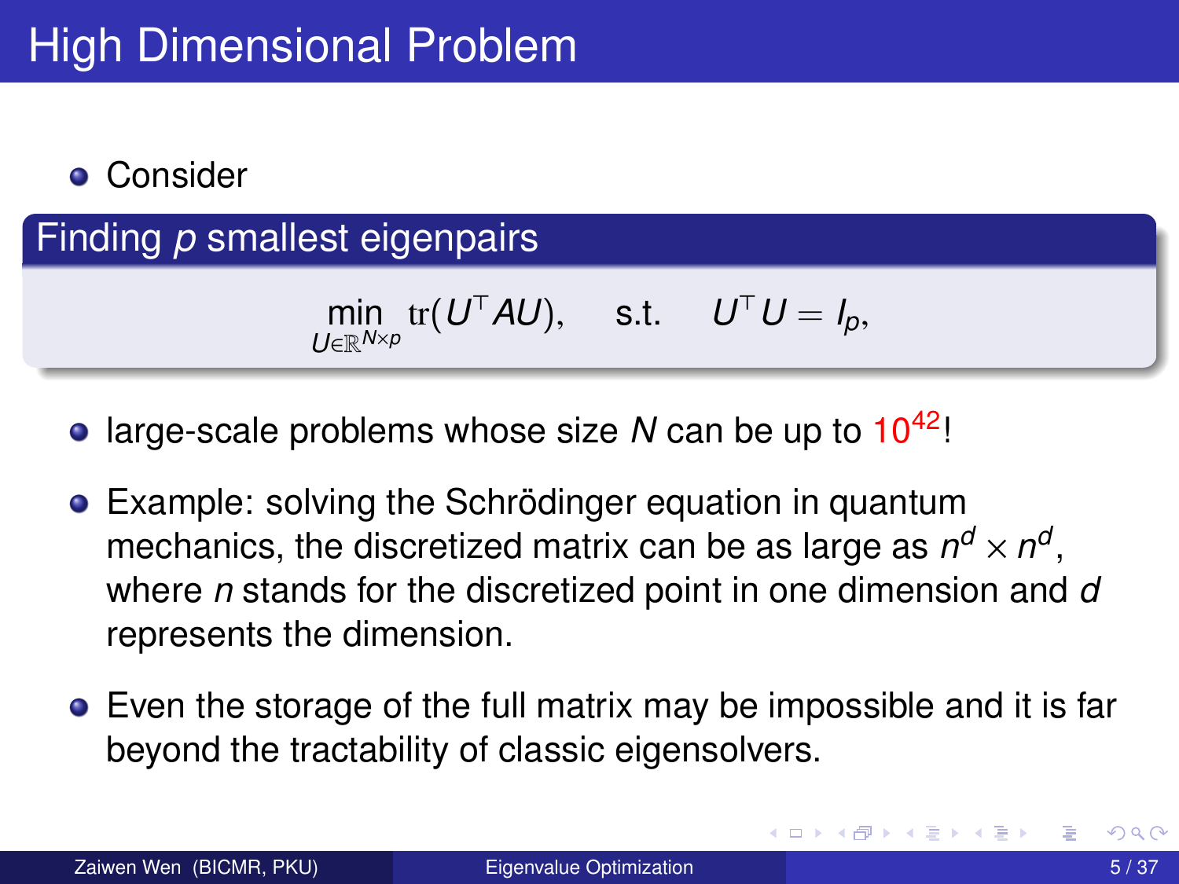# High Dimensional Problem

- Consider

**Finding $p$ smallest eigenpairs**

$$\min_{U \in \mathbb{R}^{N \times p}} \operatorname{tr}(U^\top A U), \quad \text{s.t.} \quad U^\top U = I_p,$$

- large-scale problems whose size $N$ can be up to $10^{42}$!
- Example: solving the Schrödinger equation in quantum mechanics, the discretized matrix can be as large as $n^d \times n^d$, where $n$ stands for the discretized point in one dimension and $d$ represents the dimension.
- Even the storage of the full matrix may be impossible and it is far beyond the tractability of classic eigensolvers.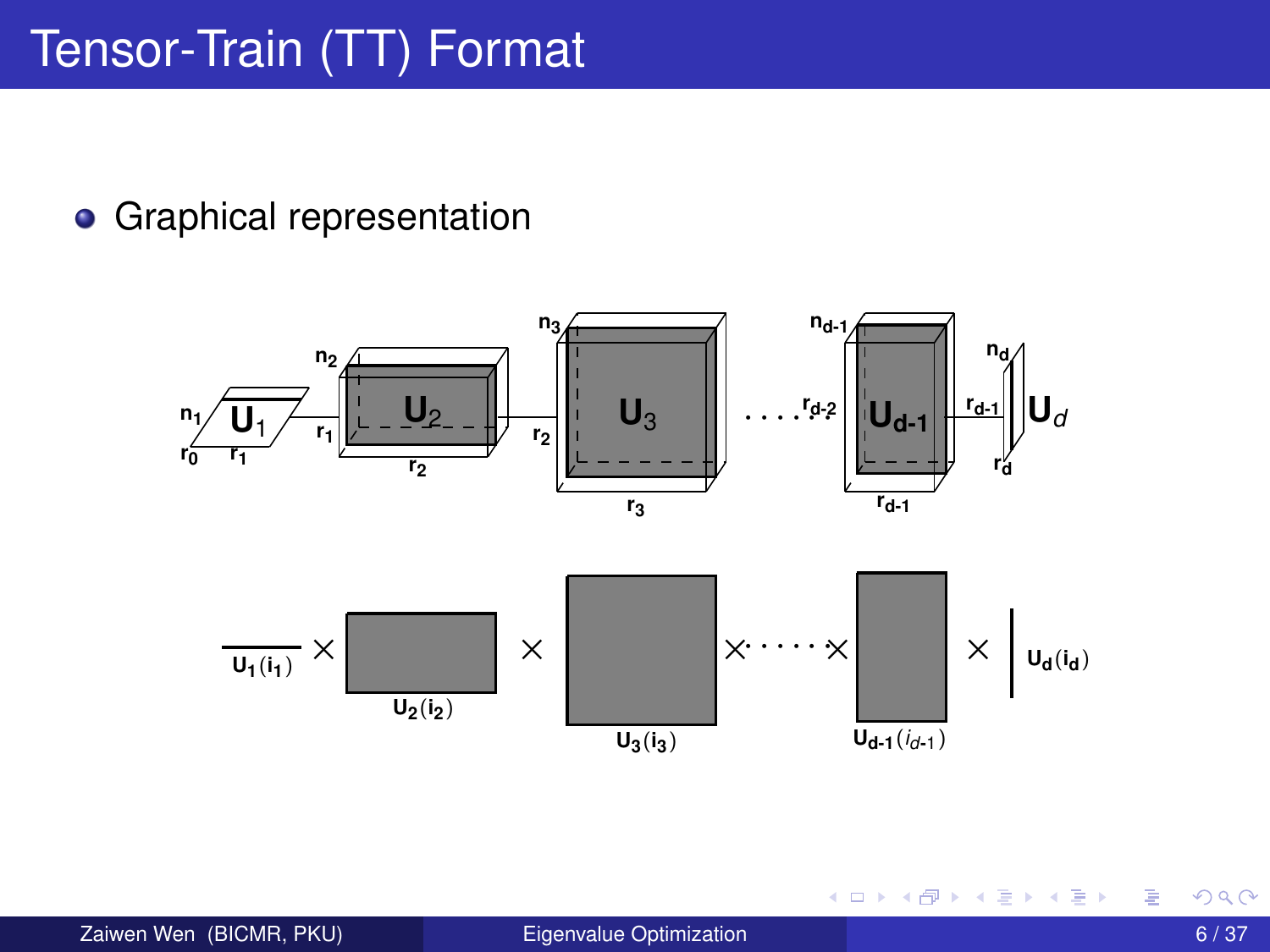# Tensor-Train (TT) Format

- Graphical representation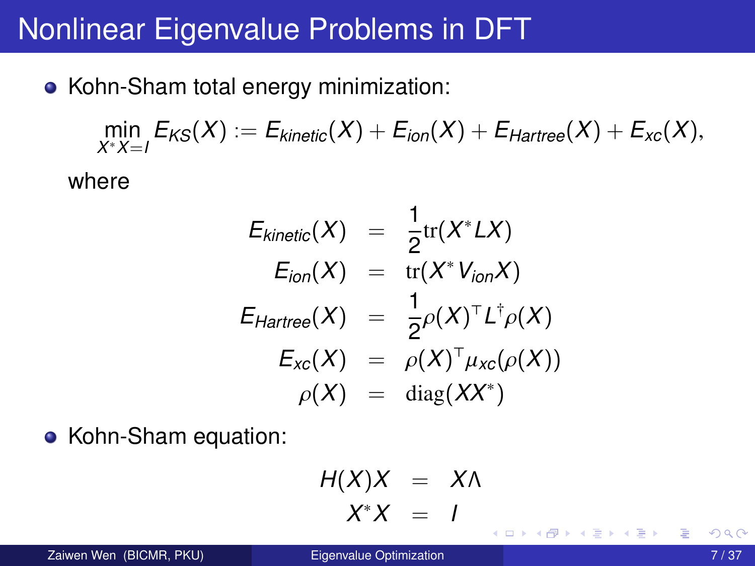# Nonlinear Eigenvalue Problems in DFT

- Kohn-Sham total energy minimization:

$$\min_{X^*X=I} E_{KS}(X) := E_{kinetic}(X) + E_{ion}(X) + E_{Hartree}(X) + E_{xc}(X),$$

where

$$
\begin{aligned}
E_{kinetic}(X) &= \frac{1}{2}\mathrm{tr}(X^* L X) \\
E_{ion}(X) &= \mathrm{tr}(X^* V_{ion} X) \\
E_{Hartree}(X) &= \frac{1}{2}\rho(X)^\top L^\dagger \rho(X) \\
E_{xc}(X) &= \rho(X)^\top \mu_{xc}(\rho(X)) \\
\rho(X) &= \mathrm{diag}(XX^*)
\end{aligned}
$$

- Kohn-Sham equation:

$$
\begin{aligned}
H(X)X &= X\Lambda \\
X^*X &= I
\end{aligned}
$$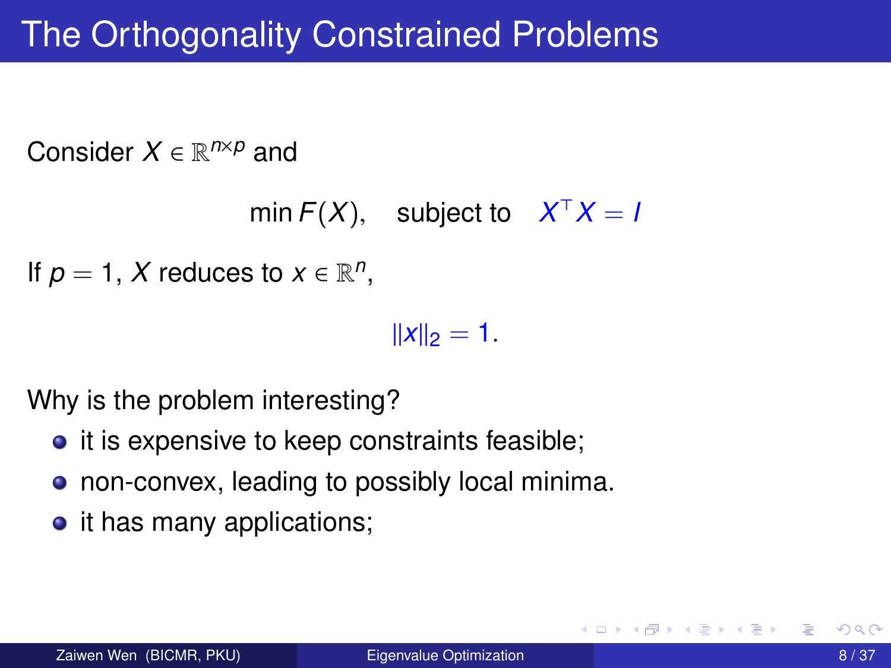# The Orthogonality Constrained Problems

Consider $X \in \mathbb{R}^{n \times p}$ and

$$\min F(X), \quad \text{subject to} \quad X^\top X = I$$

If $p = 1$, $X$ reduces to $x \in \mathbb{R}^n$,

$$\|x\|_2 = 1.$$

Why is the problem interesting?

- it is expensive to keep constraints feasible;
- non-convex, leading to possibly local minima.
- it has many applications;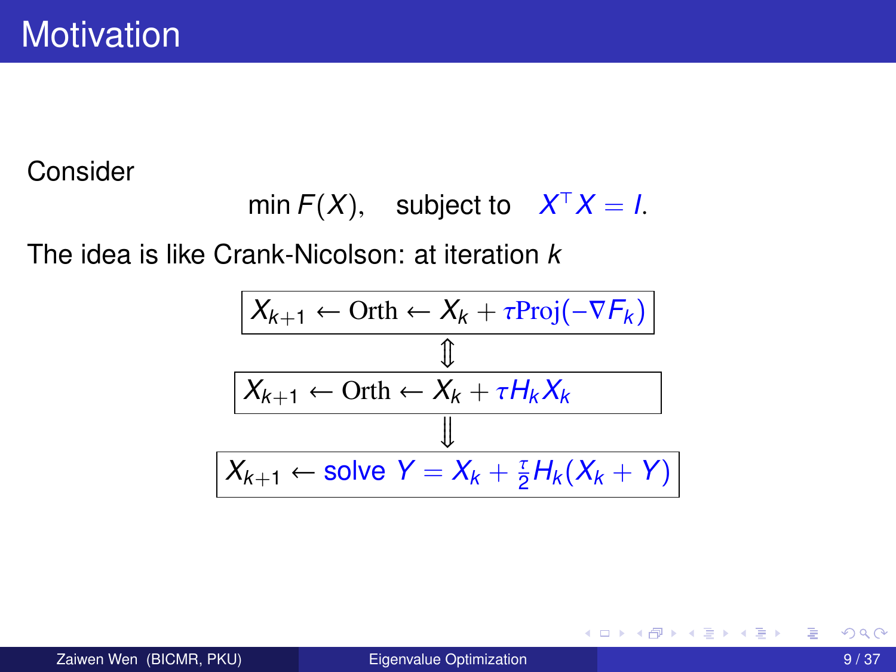# Motivation

Consider

$$\min F(X), \quad \text{subject to} \quad X^\top X = I.$$

The idea is like Crank-Nicolson: at iteration $k$

$$\boxed{X_{k+1} \leftarrow \text{Orth} \leftarrow X_k + \tau \text{Proj}(-\nabla F_k)}$$

$$\Updownarrow$$

$$\boxed{X_{k+1} \leftarrow \text{Orth} \leftarrow X_k + \tau H_k X_k}$$

$$\Downarrow$$

$$\boxed{X_{k+1} \leftarrow \text{solve } Y = X_k + \frac{\tau}{2} H_k (X_k + Y)}$$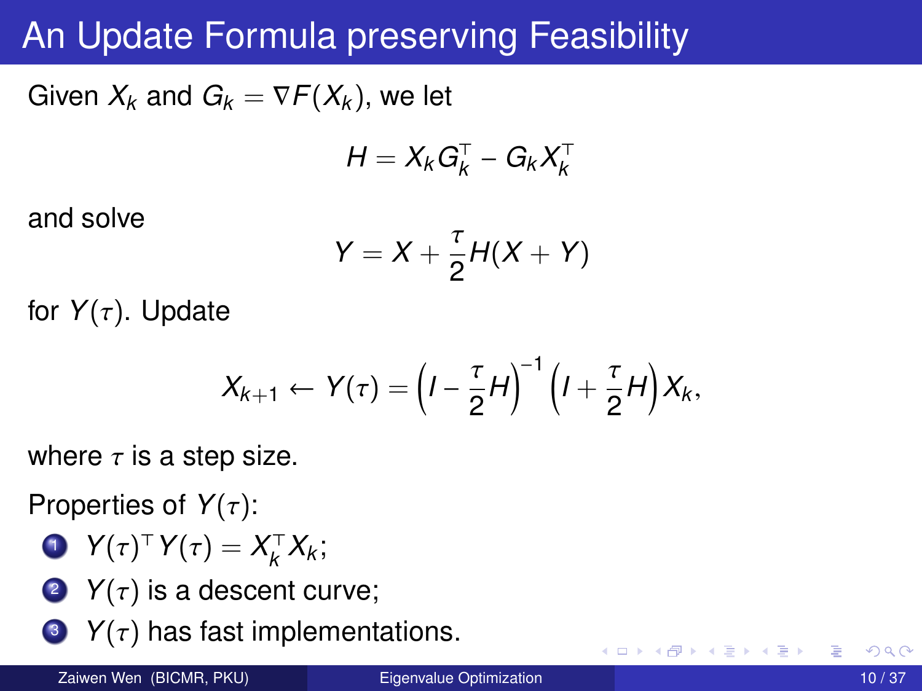# An Update Formula preserving Feasibility

Given $X_k$ and $G_k = \nabla F(X_k)$, we let

$$H = X_k G_k^\top - G_k X_k^\top$$

and solve

$$Y = X + \frac{\tau}{2} H(X + Y)$$

for $Y(\tau)$. Update

$$X_{k+1} \leftarrow Y(\tau) = \left(I - \frac{\tau}{2} H\right)^{-1} \left(I + \frac{\tau}{2} H\right) X_k,$$

where $\tau$ is a step size.

Properties of $Y(\tau)$:

1. $Y(\tau)^\top Y(\tau) = X_k^\top X_k$;
2. $Y(\tau)$ is a descent curve;
3. $Y(\tau)$ has fast implementations.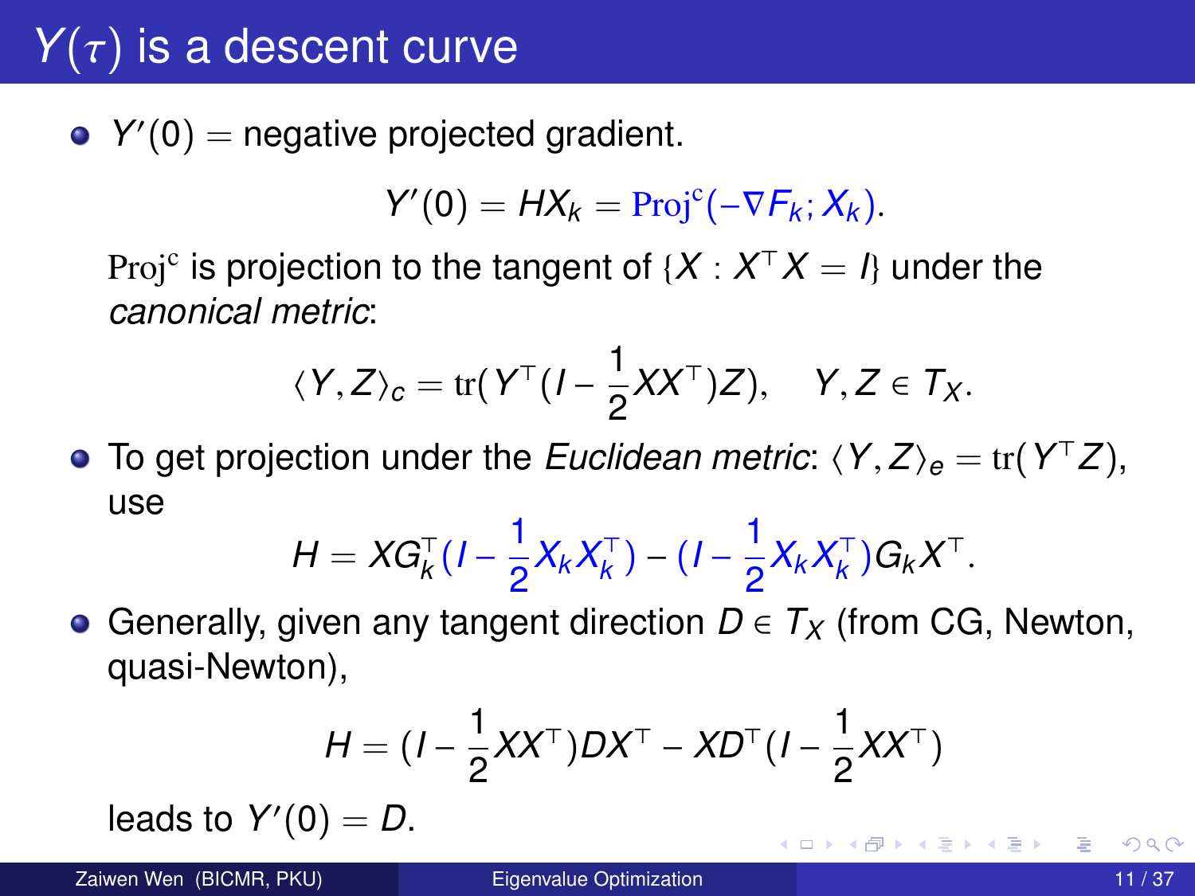# $Y(\tau)$ is a descent curve

- $Y'(0) =$ negative projected gradient.

$$Y'(0) = HX_k = \mathrm{Proj}^{\mathrm{c}}(-\nabla F_k; X_k).$$

  $\mathrm{Proj}^{\mathrm{c}}$ is projection to the tangent of $\{X : X^\top X = I\}$ under the *canonical metric*:

$$\langle Y, Z\rangle_c = \mathrm{tr}(Y^\top (I - \frac{1}{2}XX^\top)Z), \quad Y, Z \in T_X.$$

- To get projection under the *Euclidean metric*: $\langle Y, Z\rangle_e = \mathrm{tr}(Y^\top Z)$, use

$$H = XG_k^\top (I - \frac{1}{2}X_k X_k^\top) - (I - \frac{1}{2}X_k X_k^\top)G_k X^\top.$$

- Generally, given any tangent direction $D \in T_X$ (from CG, Newton, quasi-Newton),

$$H = (I - \frac{1}{2}XX^\top)DX^\top - XD^\top(I - \frac{1}{2}XX^\top)$$

  leads to $Y'(0) = D$.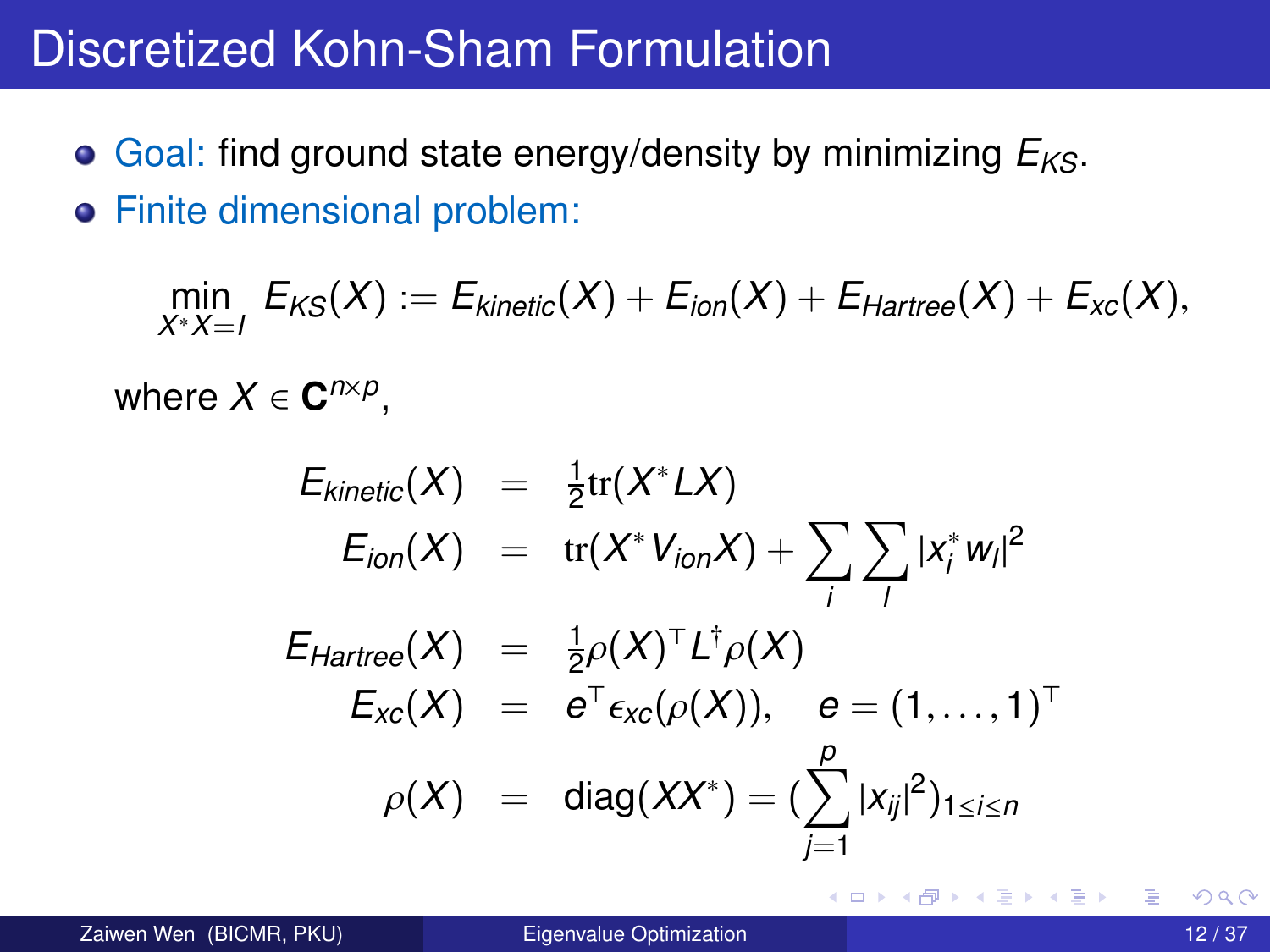# Discretized Kohn-Sham Formulation

- Goal: find ground state energy/density by minimizing $E_{KS}$.
- Finite dimensional problem:

$$\min_{X^*X=I} E_{KS}(X) := E_{kinetic}(X) + E_{ion}(X) + E_{Hartree}(X) + E_{xc}(X),$$

where $X \in \mathbf{C}^{n \times p}$,

$$
\begin{aligned}
E_{kinetic}(X) &= \tfrac{1}{2}\mathrm{tr}(X^* L X) \\
E_{ion}(X) &= \mathrm{tr}(X^* V_{ion} X) + \sum_i \sum_l |x_i^* w_l|^2 \\
E_{Hartree}(X) &= \tfrac{1}{2}\rho(X)^\top L^\dagger \rho(X) \\
E_{xc}(X) &= e^\top \epsilon_{xc}(\rho(X)), \quad e = (1, \ldots, 1)^\top \\
\rho(X) &= \mathrm{diag}(XX^*) = (\sum_{j=1}^{p} |x_{ij}|^2)_{1 \le i \le n}
\end{aligned}
$$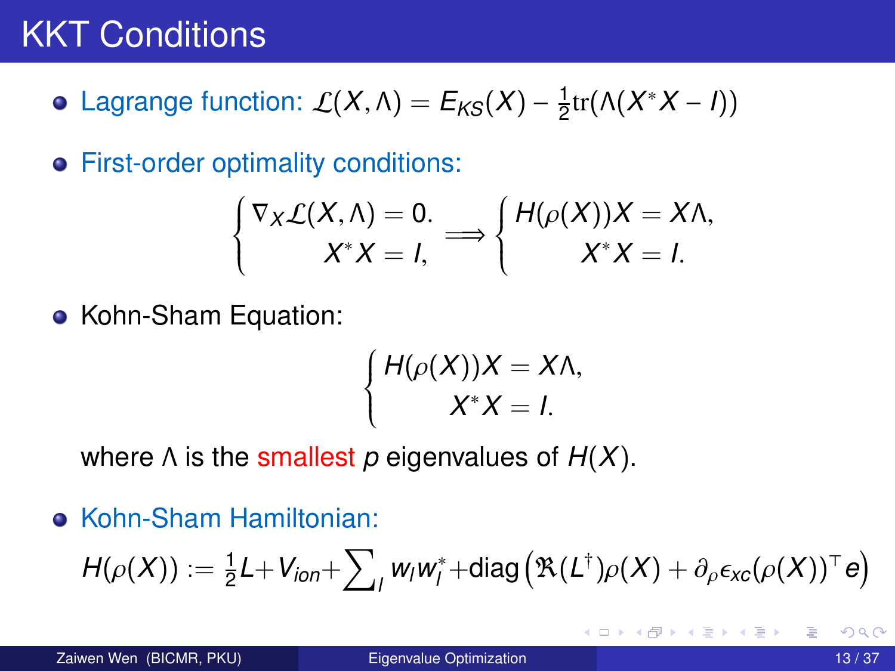# KKT Conditions

- Lagrange function: $\mathcal{L}(X, \Lambda) = E_{KS}(X) - \frac{1}{2}\mathrm{tr}(\Lambda(X^*X - I))$

- First-order optimality conditions:

$$\begin{cases} \nabla_X \mathcal{L}(X, \Lambda) = 0. \\ X^*X = I, \end{cases} \Longrightarrow \begin{cases} H(\rho(X))X = X\Lambda, \\ X^*X = I. \end{cases}$$

- Kohn-Sham Equation:

$$\begin{cases} H(\rho(X))X = X\Lambda, \\ X^*X = I. \end{cases}$$

  where $\Lambda$ is the smallest $p$ eigenvalues of $H(X)$.

- Kohn-Sham Hamiltonian:

$$H(\rho(X)) := \frac{1}{2}L + V_{ion} + \sum_l w_l w_l^* + \mathrm{diag}\left(\Re(L^\dagger)\rho(X) + \partial_\rho \epsilon_{xc}(\rho(X))^\top e\right)$$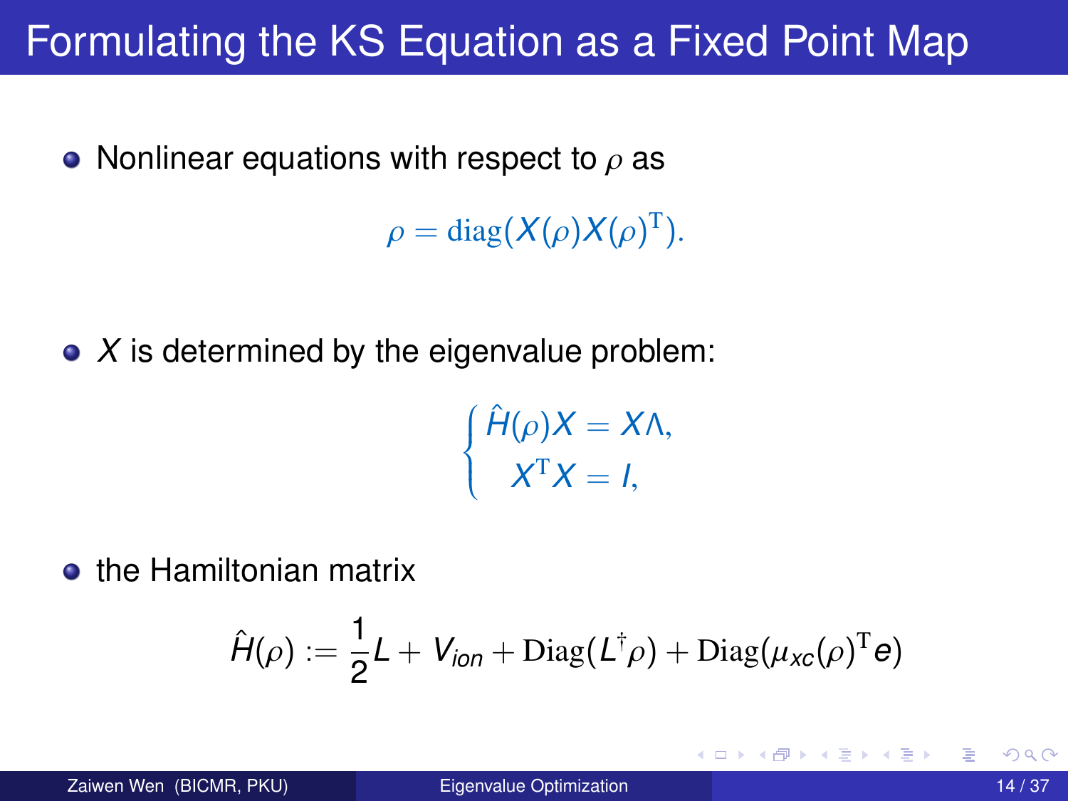# Formulating the KS Equation as a Fixed Point Map

- Nonlinear equations with respect to $\rho$ as

$$\rho = \mathrm{diag}(X(\rho)X(\rho)^{\mathrm{T}}).$$

- $X$ is determined by the eigenvalue problem:

$$\begin{cases} \hat{H}(\rho)X = X\Lambda, \\ X^{\mathrm{T}}X = I, \end{cases}$$

- the Hamiltonian matrix

$$\hat{H}(\rho) := \frac{1}{2}L + V_{ion} + \mathrm{Diag}(L^{\dagger}\rho) + \mathrm{Diag}(\mu_{xc}(\rho)^{\mathrm{T}}e)$$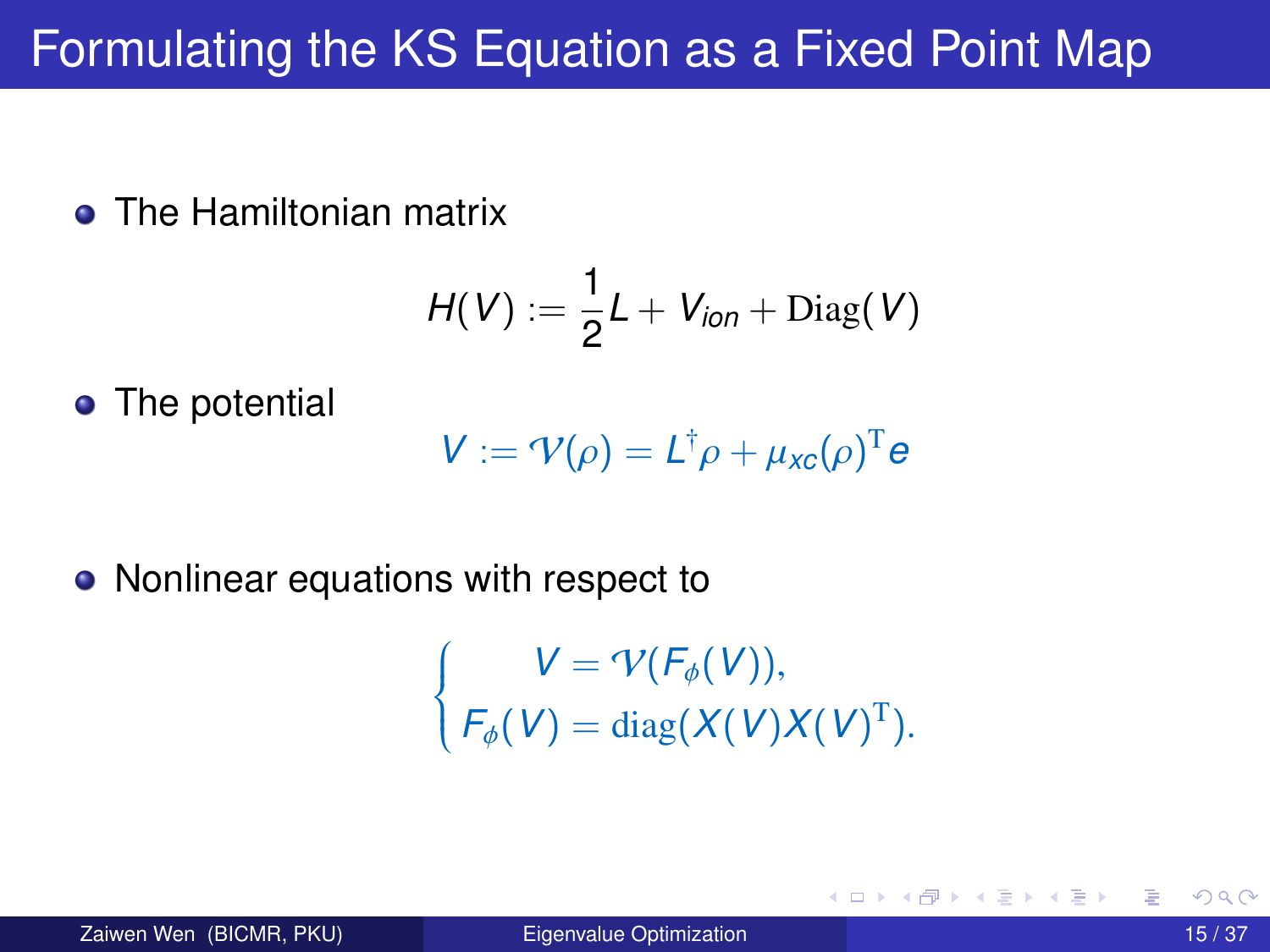# Formulating the KS Equation as a Fixed Point Map

- The Hamiltonian matrix

$$H(V) := \frac{1}{2}L + V_{ion} + \mathrm{Diag}(V)$$

- The potential

$$V := \mathcal{V}(\rho) = L^{\dagger}\rho + \mu_{xc}(\rho)^{\mathrm{T}} e$$

- Nonlinear equations with respect to

$$\begin{cases} V = \mathcal{V}(F_{\phi}(V)), \\ F_{\phi}(V) = \mathrm{diag}(X(V)X(V)^{\mathrm{T}}). \end{cases}$$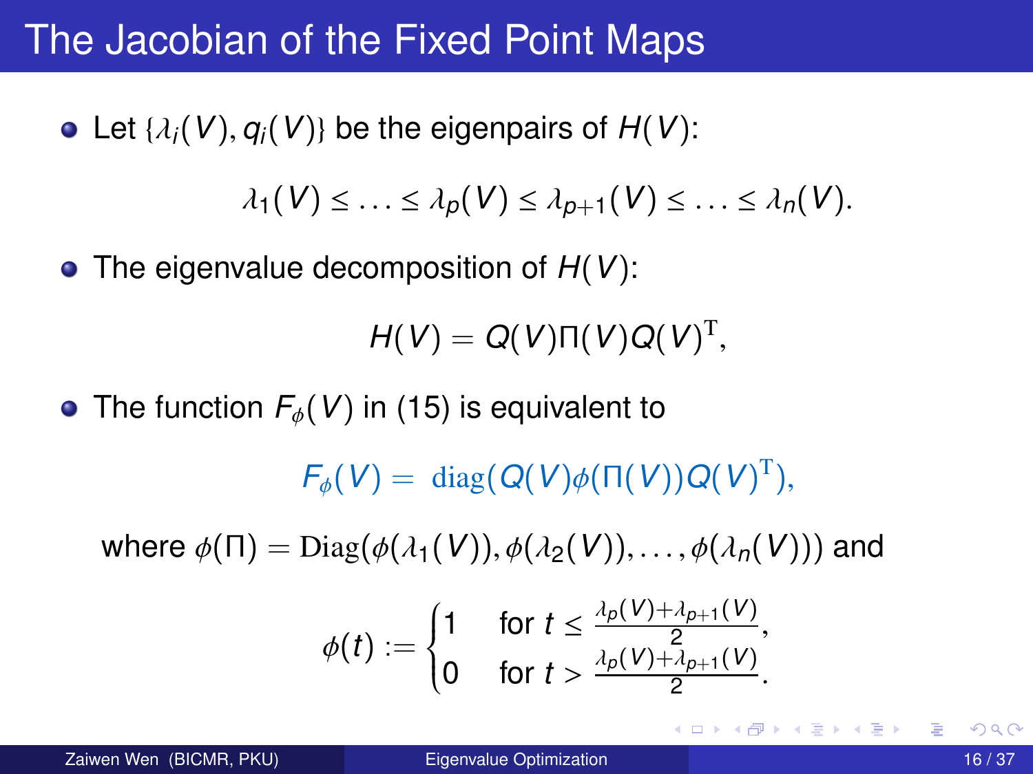# The Jacobian of the Fixed Point Maps

- Let $\{\lambda_i(V), q_i(V)\}$ be the eigenpairs of $H(V)$:

$$\lambda_1(V) \leq \ldots \leq \lambda_p(V) \leq \lambda_{p+1}(V) \leq \ldots \leq \lambda_n(V).$$

- The eigenvalue decomposition of $H(V)$:

$$H(V) = Q(V)\Pi(V)Q(V)^{\mathrm{T}},$$

- The function $F_\phi(V)$ in (15) is equivalent to

$$F_\phi(V) = \operatorname{diag}(Q(V)\phi(\Pi(V))Q(V)^{\mathrm{T}}),$$

where $\phi(\Pi) = \operatorname{Diag}(\phi(\lambda_1(V)), \phi(\lambda_2(V)), \ldots, \phi(\lambda_n(V)))$ and

$$\phi(t) := \begin{cases} 1 & \text{for } t \leq \frac{\lambda_p(V)+\lambda_{p+1}(V)}{2}, \\ 0 & \text{for } t > \frac{\lambda_p(V)+\lambda_{p+1}(V)}{2}. \end{cases}$$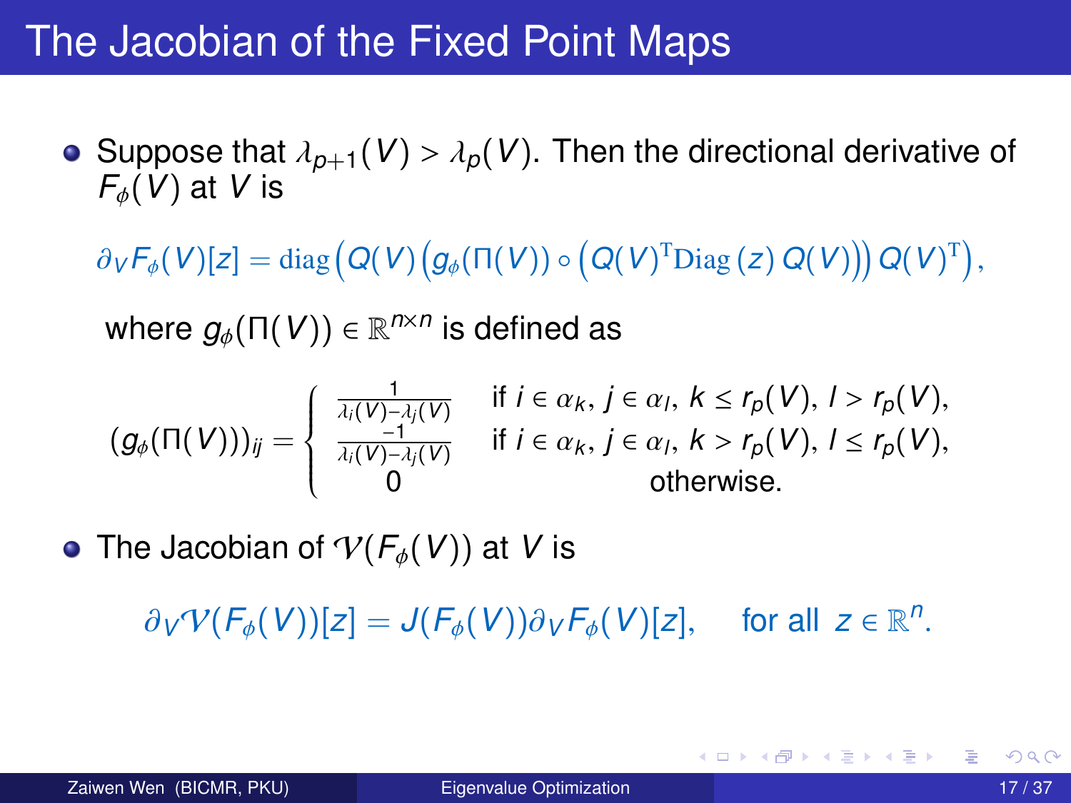# The Jacobian of the Fixed Point Maps

- Suppose that $\lambda_{p+1}(V) > \lambda_p(V)$. Then the directional derivative of $F_\phi(V)$ at $V$ is

$$\partial_V F_\phi(V)[z] = \mathrm{diag}\left(Q(V)\left(g_\phi(\Pi(V)) \circ \left(Q(V)^{\mathrm{T}}\mathrm{Diag}\left(z\right)Q(V)\right)\right)Q(V)^{\mathrm{T}}\right),$$

where $g_\phi(\Pi(V)) \in \mathbb{R}^{n \times n}$ is defined as

$$(g_\phi(\Pi(V)))_{ij} = \begin{cases} \frac{1}{\lambda_i(V) - \lambda_j(V)} & \text{if } i \in \alpha_k,\ j \in \alpha_l,\ k \leq r_p(V),\ l > r_p(V), \\ \frac{-1}{\lambda_i(V) - \lambda_j(V)} & \text{if } i \in \alpha_k,\ j \in \alpha_l,\ k > r_p(V),\ l \leq r_p(V), \\ 0 & \text{otherwise.} \end{cases}$$

- The Jacobian of $\mathcal{V}(F_\phi(V))$ at $V$ is

$$\partial_V \mathcal{V}(F_\phi(V))[z] = J(F_\phi(V))\partial_V F_\phi(V)[z], \quad \text{for all } z \in \mathbb{R}^n.$$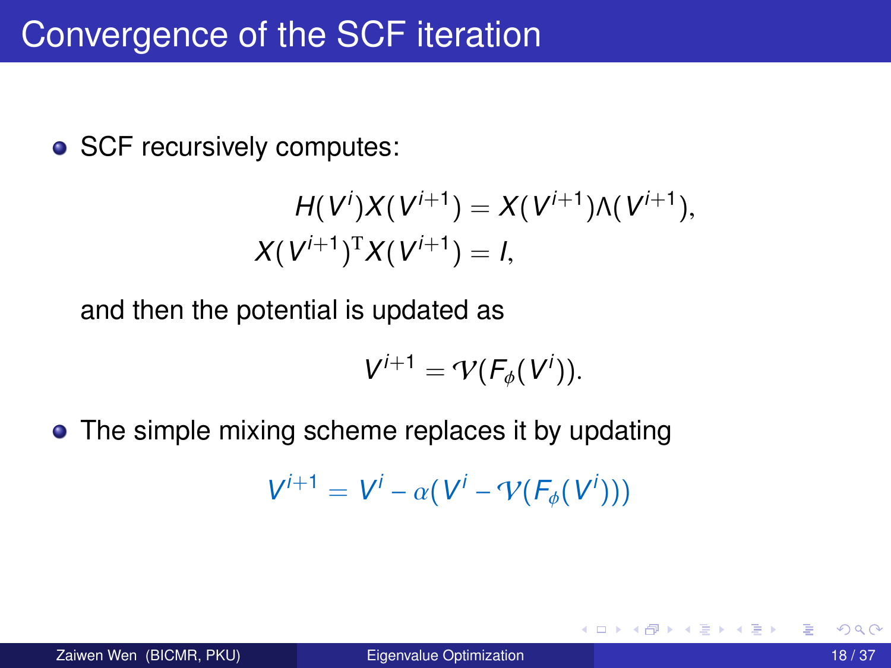# Convergence of the SCF iteration

- SCF recursively computes:

$$
\begin{aligned}
H(V^i)X(V^{i+1}) &= X(V^{i+1})\Lambda(V^{i+1}), \\
X(V^{i+1})^{\mathrm{T}}X(V^{i+1}) &= I,
\end{aligned}
$$

  and then the potential is updated as

$$
V^{i+1} = \mathcal{V}(F_\phi(V^i)).
$$

- The simple mixing scheme replaces it by updating

$$
V^{i+1} = V^i - \alpha(V^i - \mathcal{V}(F_\phi(V^i)))
$$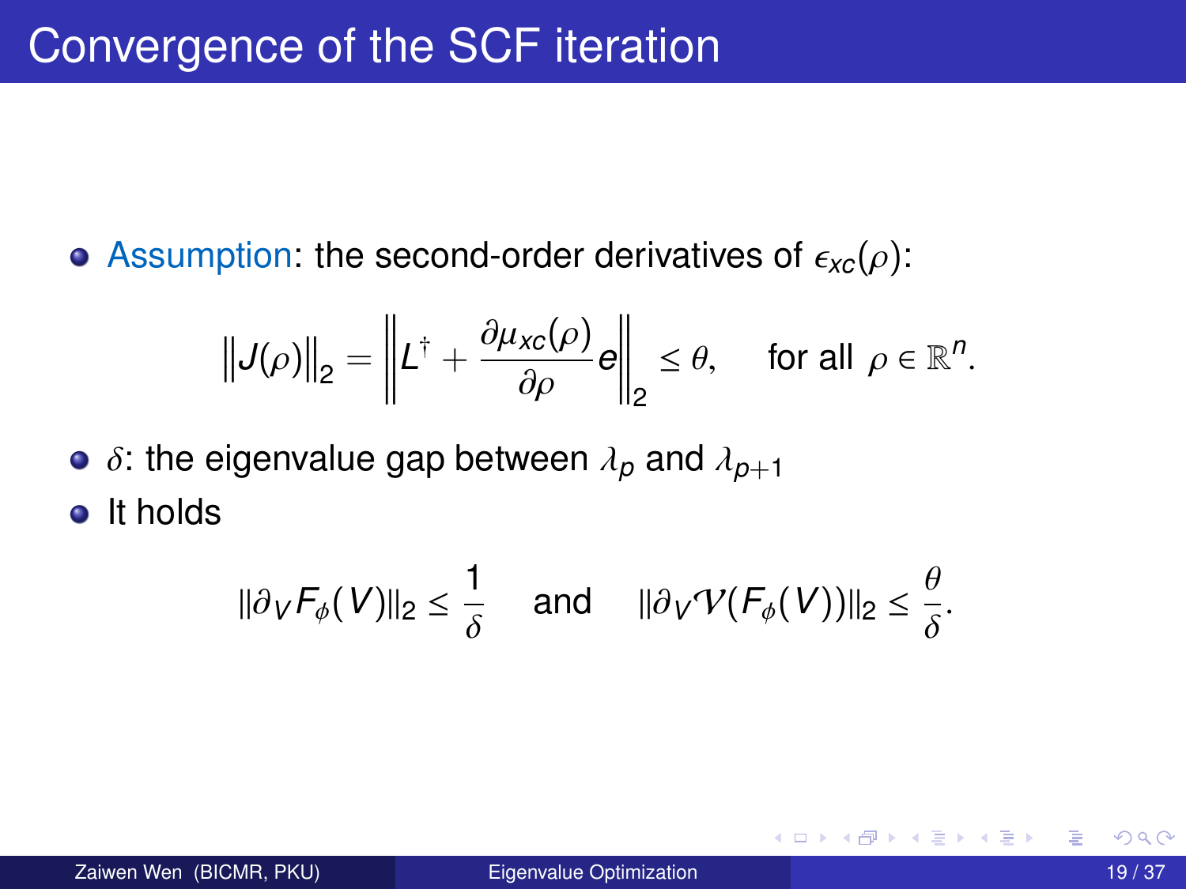# Convergence of the SCF iteration

- Assumption: the second-order derivatives of $\epsilon_{xc}(\rho)$:

$$\left\|J(\rho)\right\|_2 = \left\|L^\dagger + \frac{\partial \mu_{xc}(\rho)}{\partial \rho} e\right\|_2 \le \theta, \quad \text{for all } \rho \in \mathbb{R}^n.$$

- $\delta$: the eigenvalue gap between $\lambda_p$ and $\lambda_{p+1}$
- It holds

$$\|\partial_V F_\phi(V)\|_2 \le \frac{1}{\delta} \quad \text{and} \quad \|\partial_V \mathcal{V}(F_\phi(V))\|_2 \le \frac{\theta}{\delta}.$$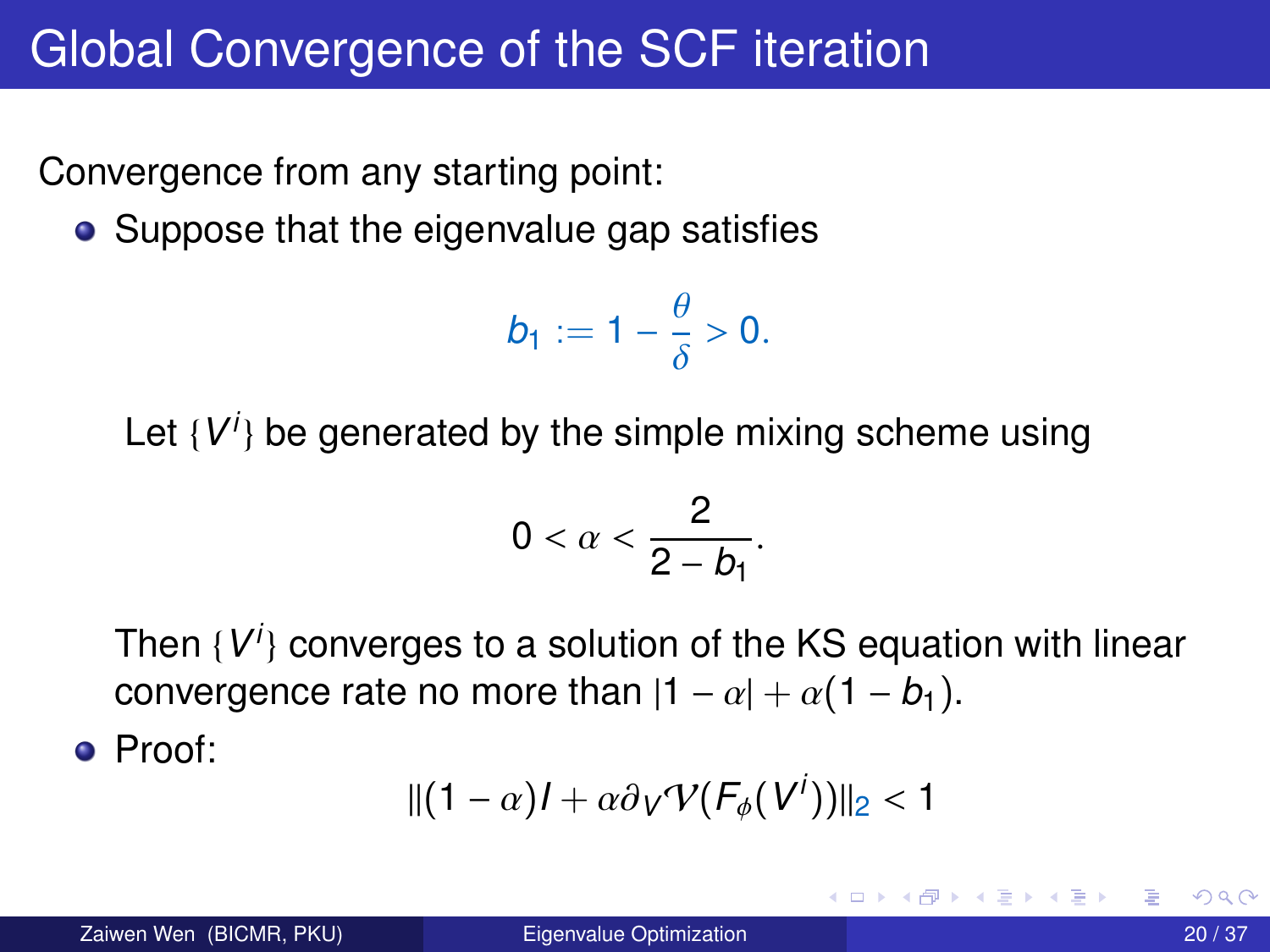# Global Convergence of the SCF iteration

Convergence from any starting point:

- Suppose that the eigenvalue gap satisfies

$$b_1 := 1 - \frac{\theta}{\delta} > 0.$$

  Let $\{V^i\}$ be generated by the simple mixing scheme using

$$0 < \alpha < \frac{2}{2 - b_1}.$$

  Then $\{V^i\}$ converges to a solution of the KS equation with linear convergence rate no more than $|1 - \alpha| + \alpha(1 - b_1)$.

- Proof:

$$\|(1 - \alpha)I + \alpha \partial_V \mathcal{V}(F_\phi(V^i))\|_2 < 1$$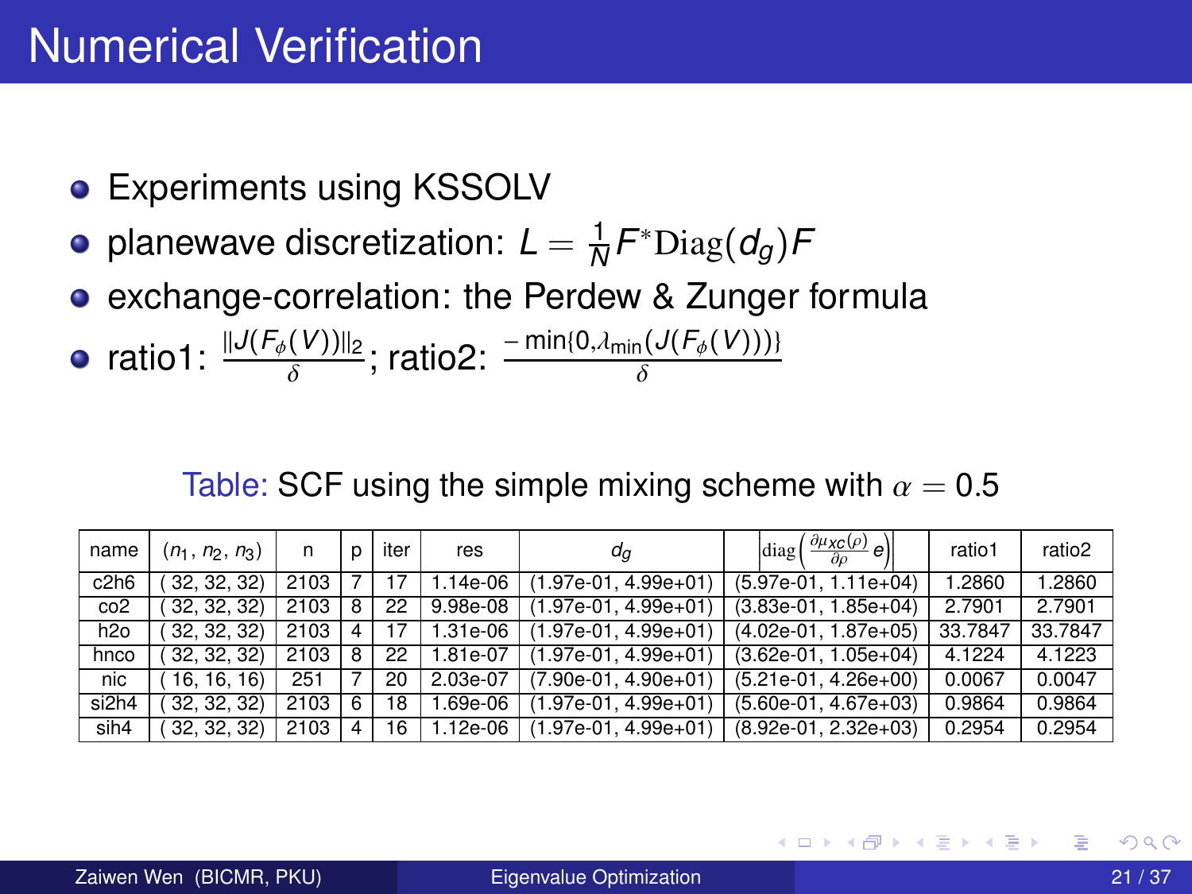# Numerical Verification

- Experiments using KSSOLV
- planewave discretization: $L = \frac{1}{N} F^* \mathrm{Diag}(d_g) F$
- exchange-correlation: the Perdew & Zunger formula
- ratio1: $\frac{\|J(F_\phi(V))\|_2}{\delta}$; ratio2: $\frac{-\min\{0, \lambda_{\min}(J(F_\phi(V)))\}}{\delta}$

Table: SCF using the simple mixing scheme with $\alpha = 0.5$

| name | $(n_1, n_2, n_3)$ | n | p | iter | res | $d_g$ | $\left\|\mathrm{diag}\left(\frac{\partial \mu_{xc}(\rho)}{\partial \rho} e\right)\right\|$ | ratio1 | ratio2 |
|---|---|---|---|---|---|---|---|---|---|
| c2h6 | ( 32, 32, 32) | 2103 | 7 | 17 | 1.14e-06 | (1.97e-01, 4.99e+01) | (5.97e-01, 1.11e+04) | 1.2860 | 1.2860 |
| co2 | ( 32, 32, 32) | 2103 | 8 | 22 | 9.98e-08 | (1.97e-01, 4.99e+01) | (3.83e-01, 1.85e+04) | 2.7901 | 2.7901 |
| h2o | ( 32, 32, 32) | 2103 | 4 | 17 | 1.31e-06 | (1.97e-01, 4.99e+01) | (4.02e-01, 1.87e+05) | 33.7847 | 33.7847 |
| hnco | ( 32, 32, 32) | 2103 | 8 | 22 | 1.81e-07 | (1.97e-01, 4.99e+01) | (3.62e-01, 1.05e+04) | 4.1224 | 4.1223 |
| nic | ( 16, 16, 16) | 251 | 7 | 20 | 2.03e-07 | (7.90e-01, 4.90e+01) | (5.21e-01, 4.26e+00) | 0.0067 | 0.0047 |
| si2h4 | ( 32, 32, 32) | 2103 | 6 | 18 | 1.69e-06 | (1.97e-01, 4.99e+01) | (5.60e-01, 4.67e+03) | 0.9864 | 0.9864 |
| sih4 | ( 32, 32, 32) | 2103 | 4 | 16 | 1.12e-06 | (1.97e-01, 4.99e+01) | (8.92e-01, 2.32e+03) | 0.2954 | 0.2954 |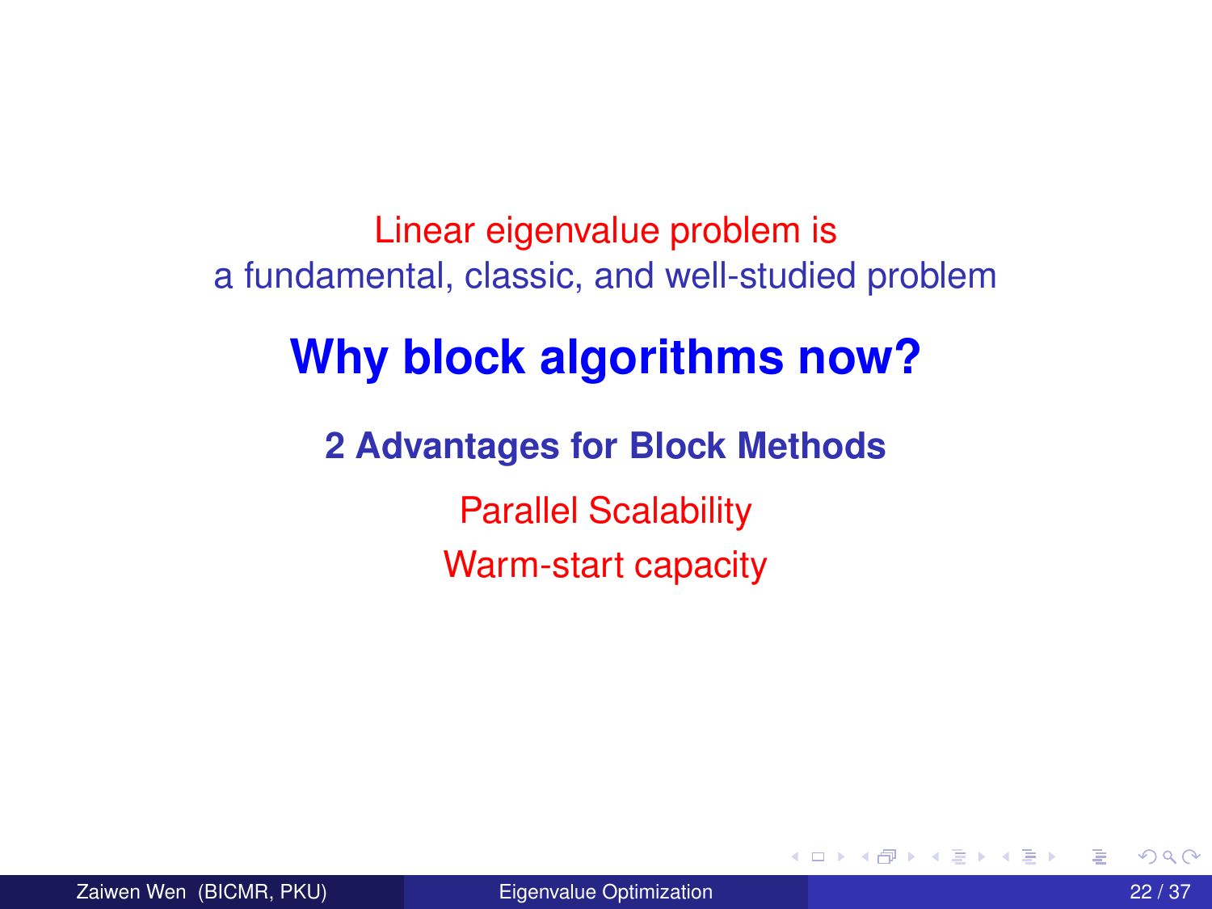Linear eigenvalue problem is
a fundamental, classic, and well-studied problem

## Why block algorithms now?

### 2 Advantages for Block Methods

Parallel Scalability

Warm-start capacity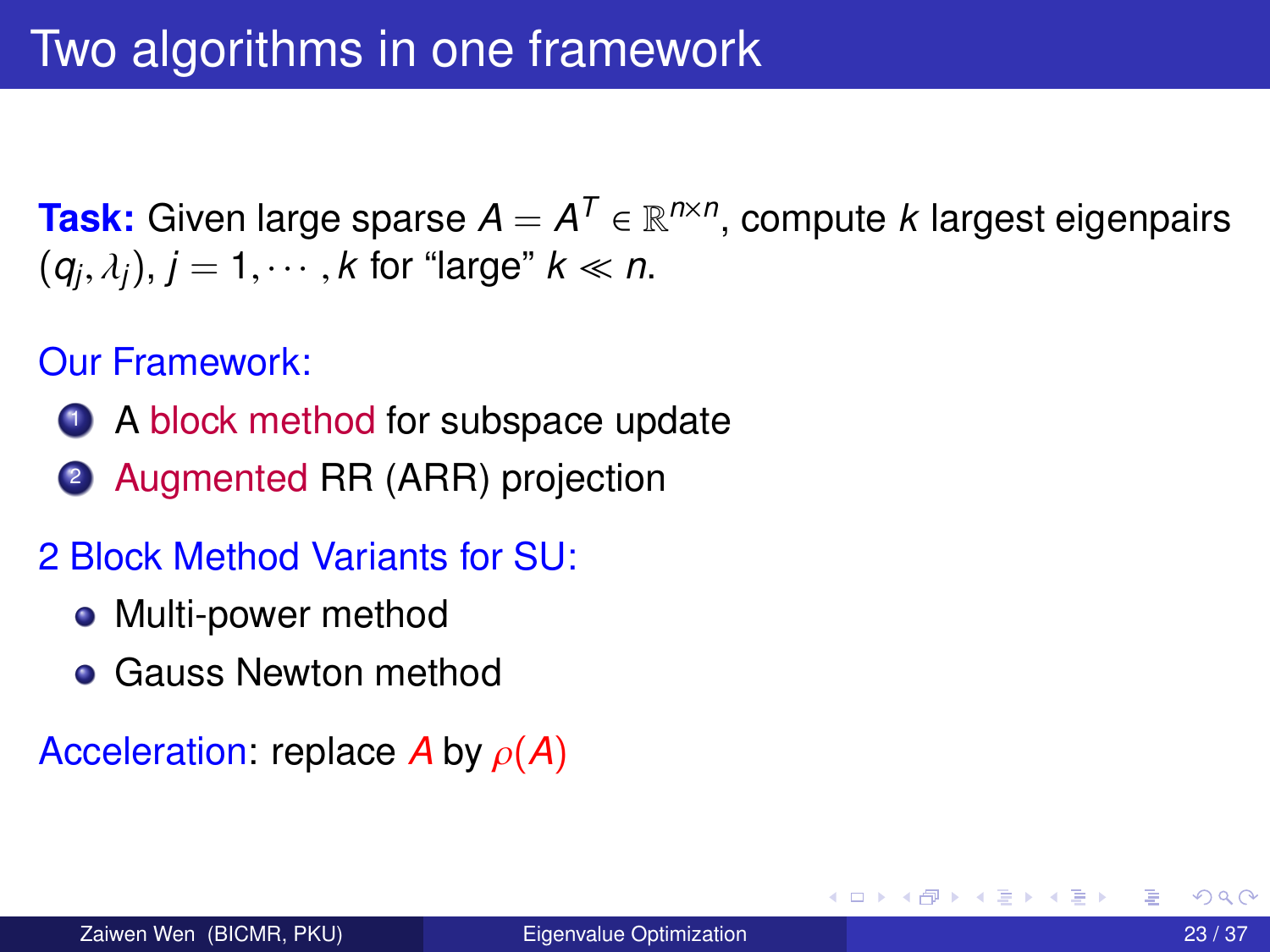# Two algorithms in one framework

**Task:** Given large sparse $A = A^T \in \mathbb{R}^{n \times n}$, compute $k$ largest eigenpairs $(q_j, \lambda_j)$, $j = 1, \cdots, k$ for "large" $k \ll n$.

Our Framework:

1. A block method for subspace update
2. Augmented RR (ARR) projection

2 Block Method Variants for SU:

- Multi-power method
- Gauss Newton method

Acceleration: replace $A$ by $\rho(A)$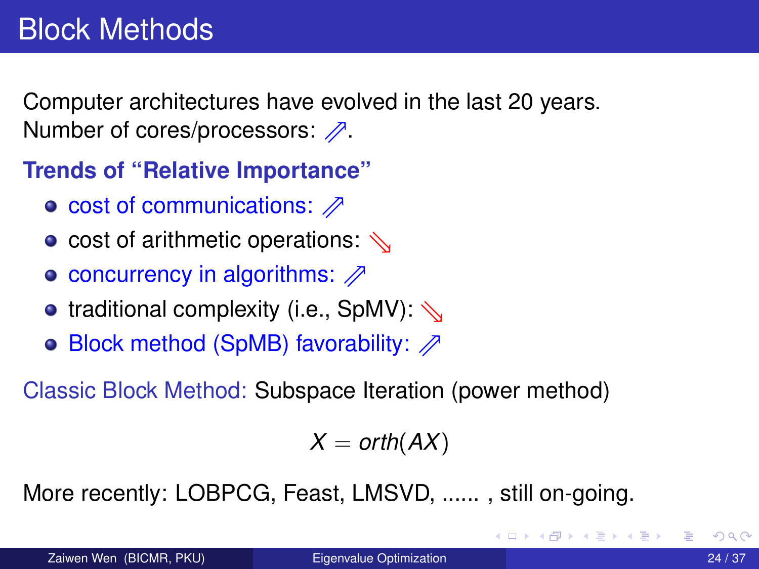# Block Methods

Computer architectures have evolved in the last 20 years.
Number of cores/processors: $\nearrow$.

**Trends of "Relative Importance"**

- cost of communications: $\nearrow$
- cost of arithmetic operations: $\searrow$
- concurrency in algorithms: $\nearrow$
- traditional complexity (i.e., SpMV): $\searrow$
- Block method (SpMB) favorability: $\nearrow$

Classic Block Method: Subspace Iteration (power method)

$$X = orth(AX)$$

More recently: LOBPCG, Feast, LMSVD, ...... , still on-going.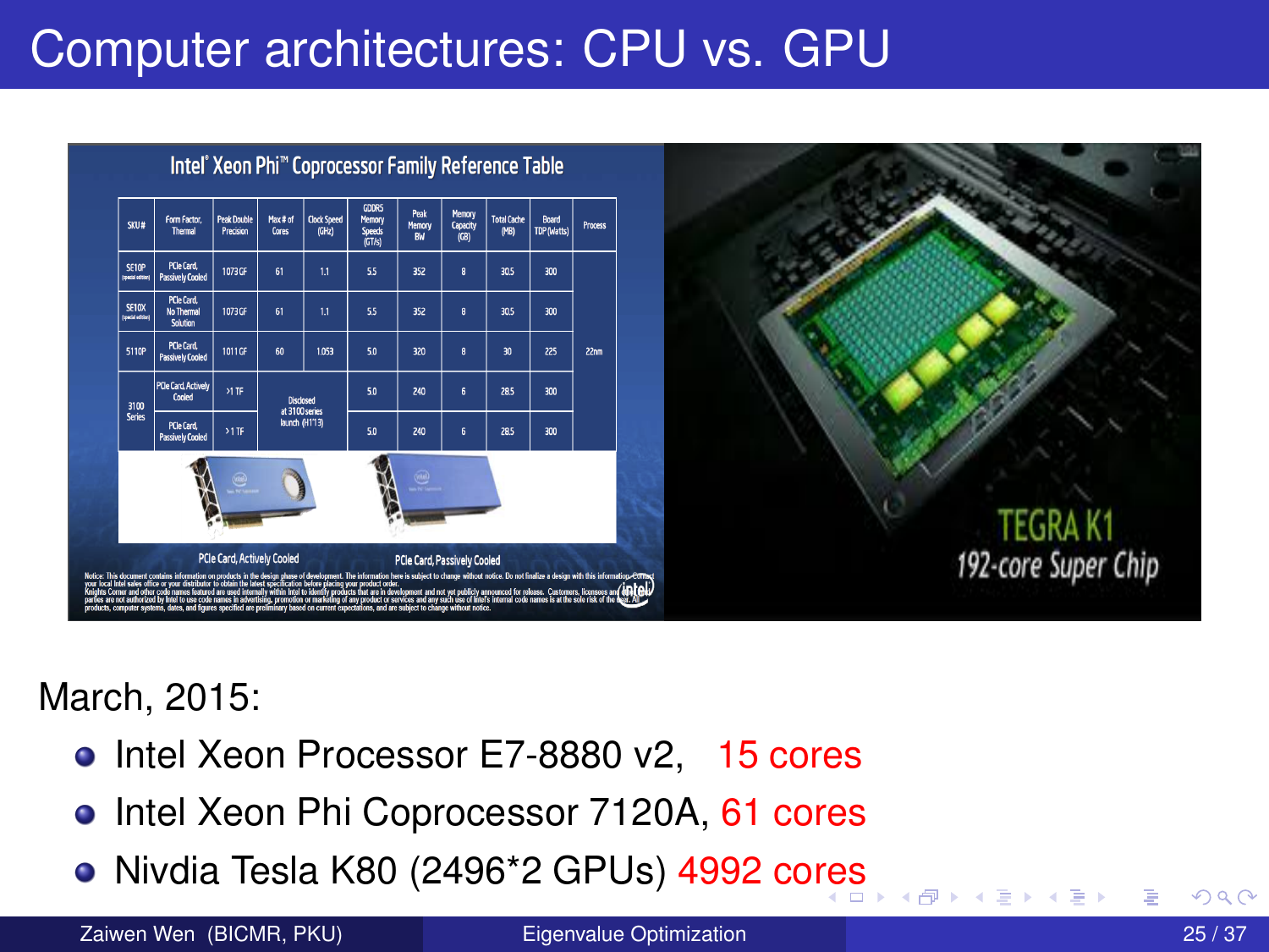# Computer architectures: CPU vs. GPU

March, 2015:

- Intel Xeon Processor E7-8880 v2, 15 cores
- Intel Xeon Phi Coprocessor 7120A, 61 cores
- Nivdia Tesla K80 (2496*2 GPUs) 4992 cores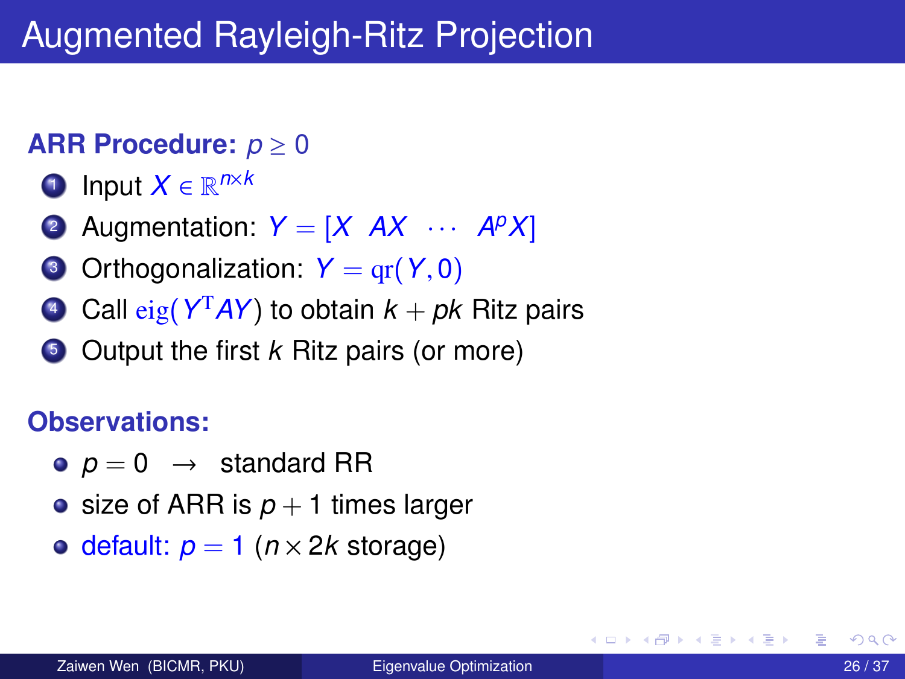# Augmented Rayleigh-Ritz Projection

**ARR Procedure:** $p \geq 0$

1. Input $X \in \mathbb{R}^{n \times k}$
2. Augmentation: $Y = [X \;\; AX \;\; \cdots \;\; A^p X]$
3. Orthogonalization: $Y = \mathrm{qr}(Y, 0)$
4. Call $\mathrm{eig}(Y^{\mathrm{T}} A Y)$ to obtain $k + pk$ Ritz pairs
5. Output the first $k$ Ritz pairs (or more)

**Observations:**

- $p = 0 \quad \rightarrow \quad$ standard RR
- size of ARR is $p + 1$ times larger
- default: $p = 1$ ($n \times 2k$ storage)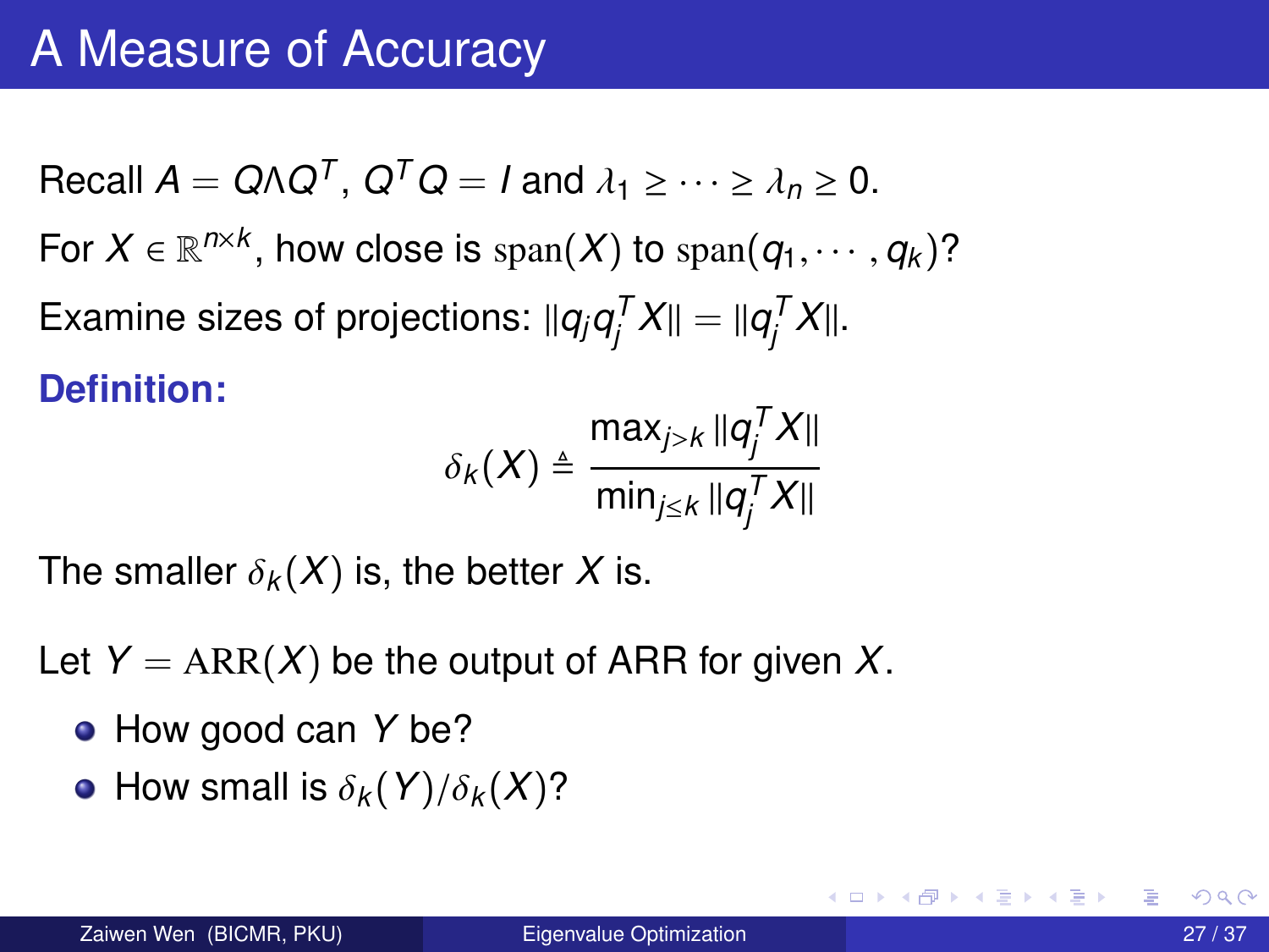# A Measure of Accuracy

Recall $A = Q\Lambda Q^T$, $Q^T Q = I$ and $\lambda_1 \geq \cdots \geq \lambda_n \geq 0$.

For $X \in \mathbb{R}^{n\times k}$, how close is $\mathrm{span}(X)$ to $\mathrm{span}(q_1, \cdots, q_k)$?

Examine sizes of projections: $\|q_j q_j^T X\| = \|q_j^T X\|$.

**Definition:**

$$\delta_k(X) \triangleq \frac{\max_{j>k} \|q_j^T X\|}{\min_{j\leq k} \|q_j^T X\|}$$

The smaller $\delta_k(X)$ is, the better $X$ is.

Let $Y = \mathrm{ARR}(X)$ be the output of ARR for given $X$.

- How good can $Y$ be?
- How small is $\delta_k(Y)/\delta_k(X)$?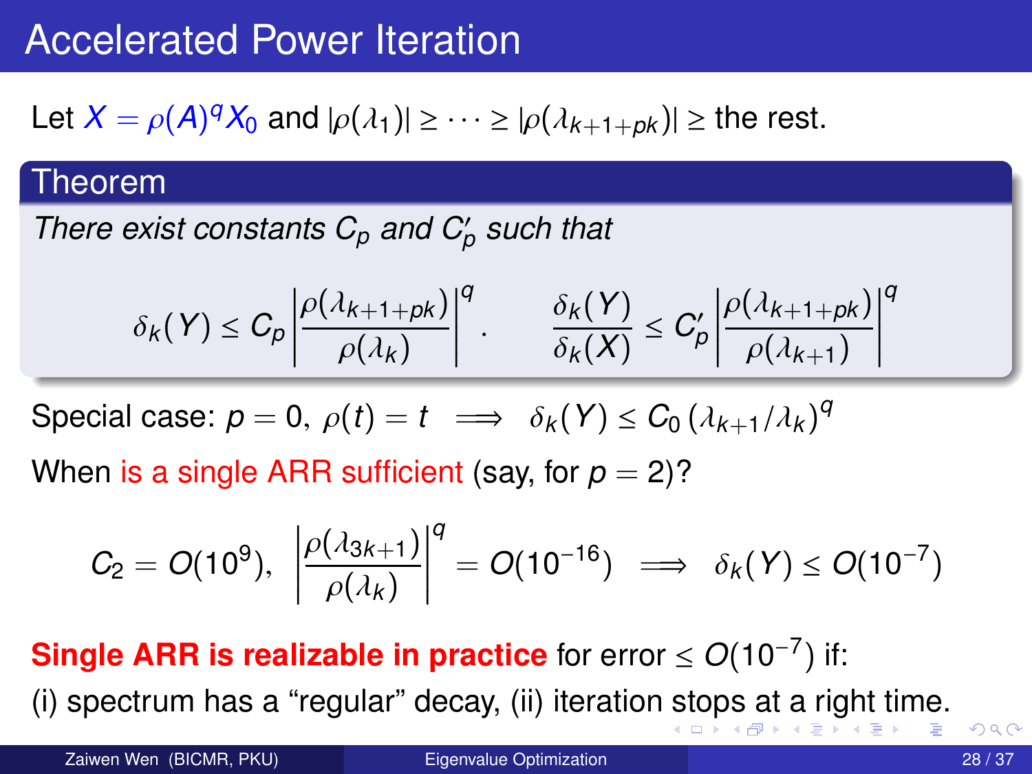# Accelerated Power Iteration

Let $X = \rho(A)^q X_0$ and $|\rho(\lambda_1)| \geq \cdots \geq |\rho(\lambda_{k+1+pk})| \geq$ the rest.

**Theorem**

*There exist constants $C_p$ and $C'_p$ such that*

$$\delta_k(Y) \leq C_p \left|\frac{\rho(\lambda_{k+1+pk})}{\rho(\lambda_k)}\right|^q. \qquad \frac{\delta_k(Y)}{\delta_k(X)} \leq C'_p \left|\frac{\rho(\lambda_{k+1+pk})}{\rho(\lambda_{k+1})}\right|^q$$

Special case: $p = 0,\ \rho(t) = t \implies \delta_k(Y) \leq C_0 \left(\lambda_{k+1}/\lambda_k\right)^q$

When is a single ARR sufficient (say, for $p = 2$)?

$$C_2 = O(10^9),\ \left|\frac{\rho(\lambda_{3k+1})}{\rho(\lambda_k)}\right|^q = O(10^{-16}) \implies \delta_k(Y) \leq O(10^{-7})$$

**Single ARR is realizable in practice** for error $\leq O(10^{-7})$ if:
(i) spectrum has a "regular" decay, (ii) iteration stops at a right time.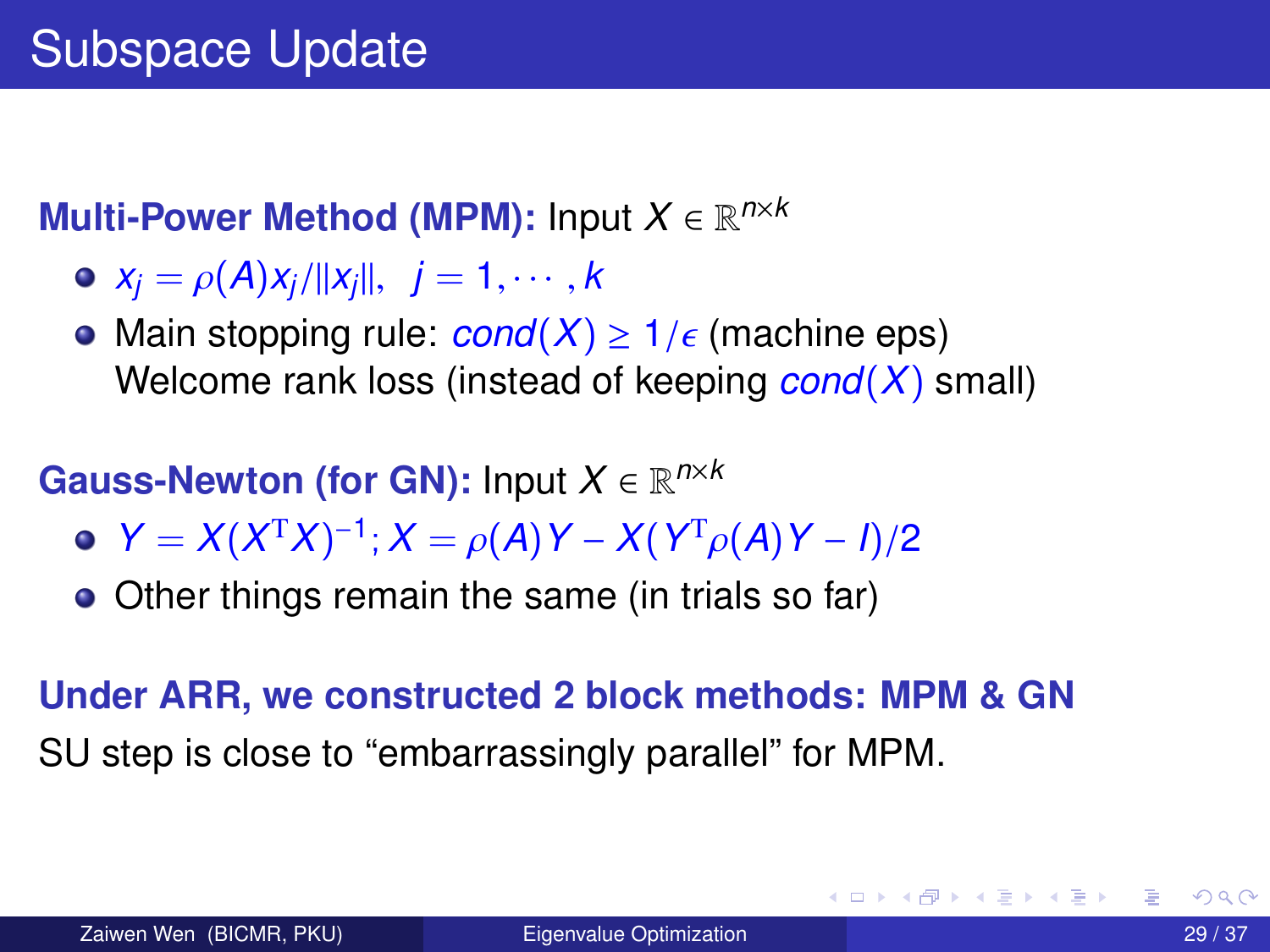# Subspace Update

**Multi-Power Method (MPM):** Input $X \in \mathbb{R}^{n\times k}$

- $x_j = \rho(A)x_j/\|x_j\|, \;\; j = 1, \cdots, k$
- Main stopping rule: $cond(X) \geq 1/\epsilon$ (machine eps)
  Welcome rank loss (instead of keeping $cond(X)$ small)

**Gauss-Newton (for GN):** Input $X \in \mathbb{R}^{n\times k}$

- $Y = X(X^{\mathrm{T}}X)^{-1}; X = \rho(A)Y - X(Y^{\mathrm{T}}\rho(A)Y - I)/2$
- Other things remain the same (in trials so far)

**Under ARR, we constructed 2 block methods: MPM & GN**

SU step is close to "embarrassingly parallel" for MPM.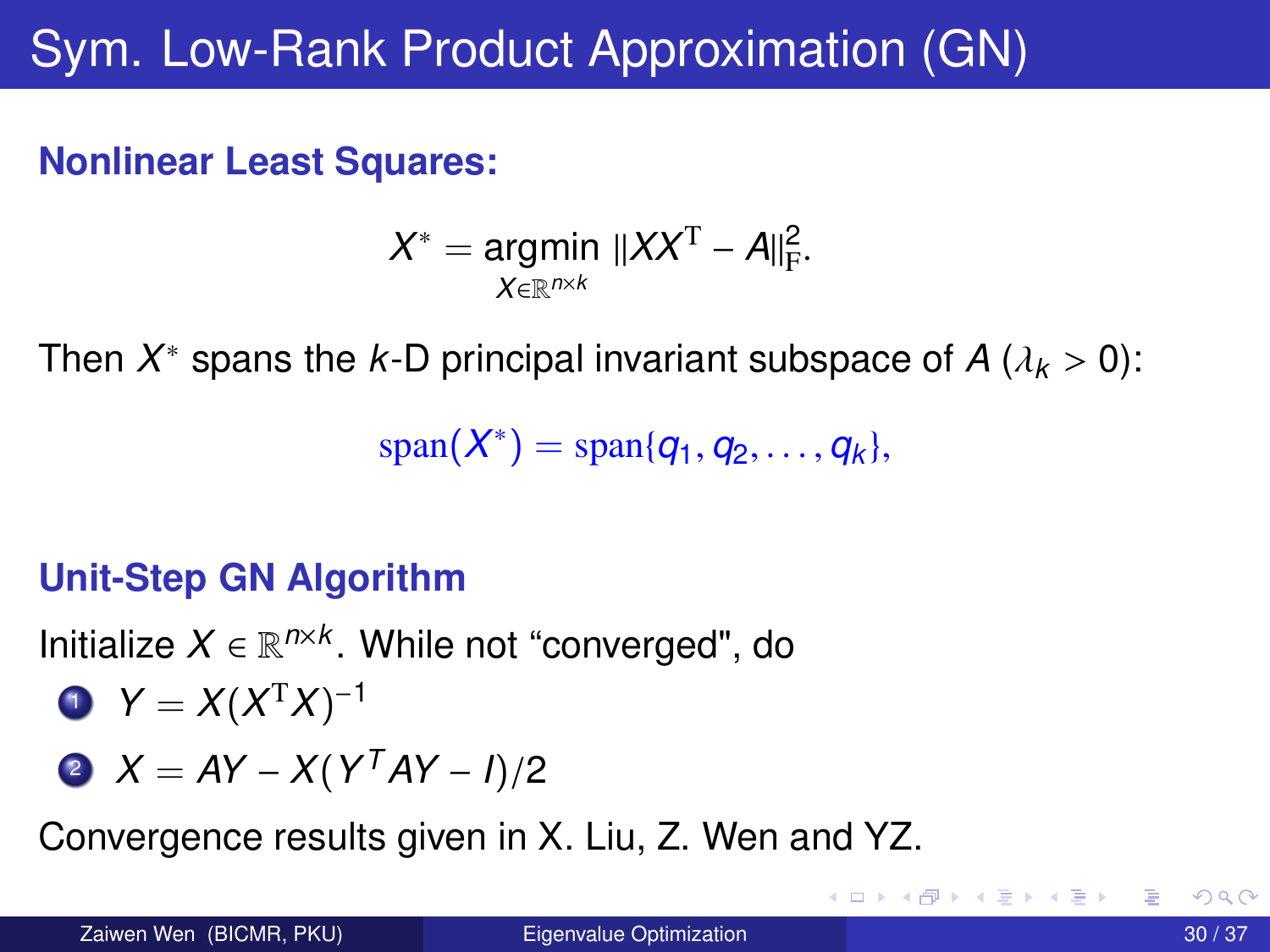# Sym. Low-Rank Product Approximation (GN)

**Nonlinear Least Squares:**

$$X^* = \underset{X \in \mathbb{R}^{n \times k}}{\text{argmin}} \; \|XX^{\mathrm{T}} - A\|_{\mathrm{F}}^2.$$

Then $X^*$ spans the $k$-D principal invariant subspace of $A$ ($\lambda_k > 0$):

$$\mathrm{span}(X^*) = \mathrm{span}\{q_1, q_2, \ldots, q_k\},$$

**Unit-Step GN Algorithm**

Initialize $X \in \mathbb{R}^{n \times k}$. While not "converged", do

1. $Y = X(X^{\mathrm{T}}X)^{-1}$
2. $X = AY - X(Y^T AY - I)/2$

Convergence results given in X. Liu, Z. Wen and YZ.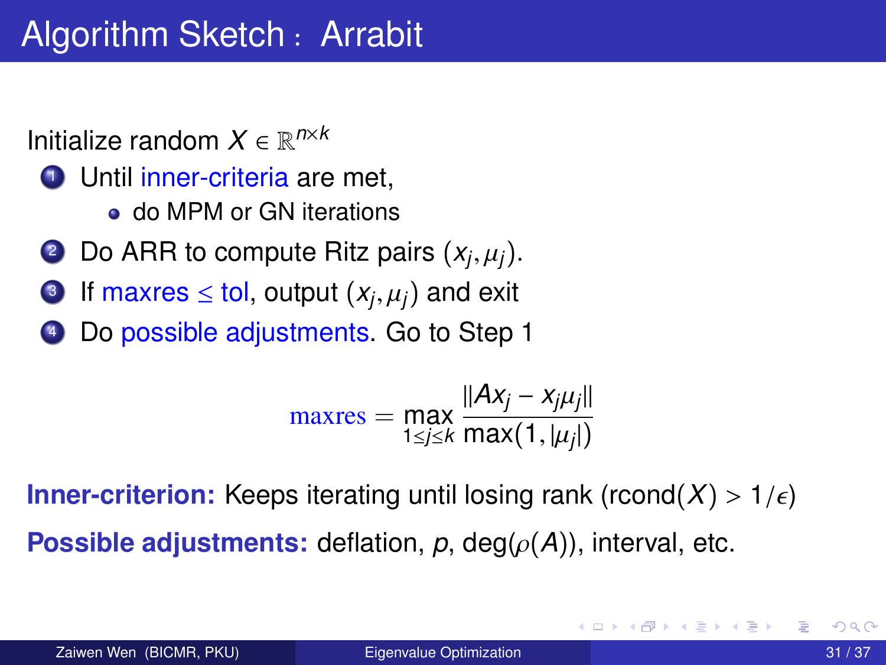# Algorithm Sketch : Arrabit

Initialize random $X \in \mathbb{R}^{n \times k}$

1. Until inner-criteria are met,
   - do MPM or GN iterations
2. Do ARR to compute Ritz pairs $(x_j, \mu_j)$.
3. If maxres $\leq$ tol, output $(x_j, \mu_j)$ and exit
4. Do possible adjustments. Go to Step 1

$$\text{maxres} = \max_{1 \leq j \leq k} \frac{\|Ax_j - x_j \mu_j\|}{\max(1, |\mu_j|)}$$

**Inner-criterion:** Keeps iterating until losing rank (rcond$(X) > 1/\epsilon$)

**Possible adjustments:** deflation, $p$, deg$(\rho(A))$, interval, etc.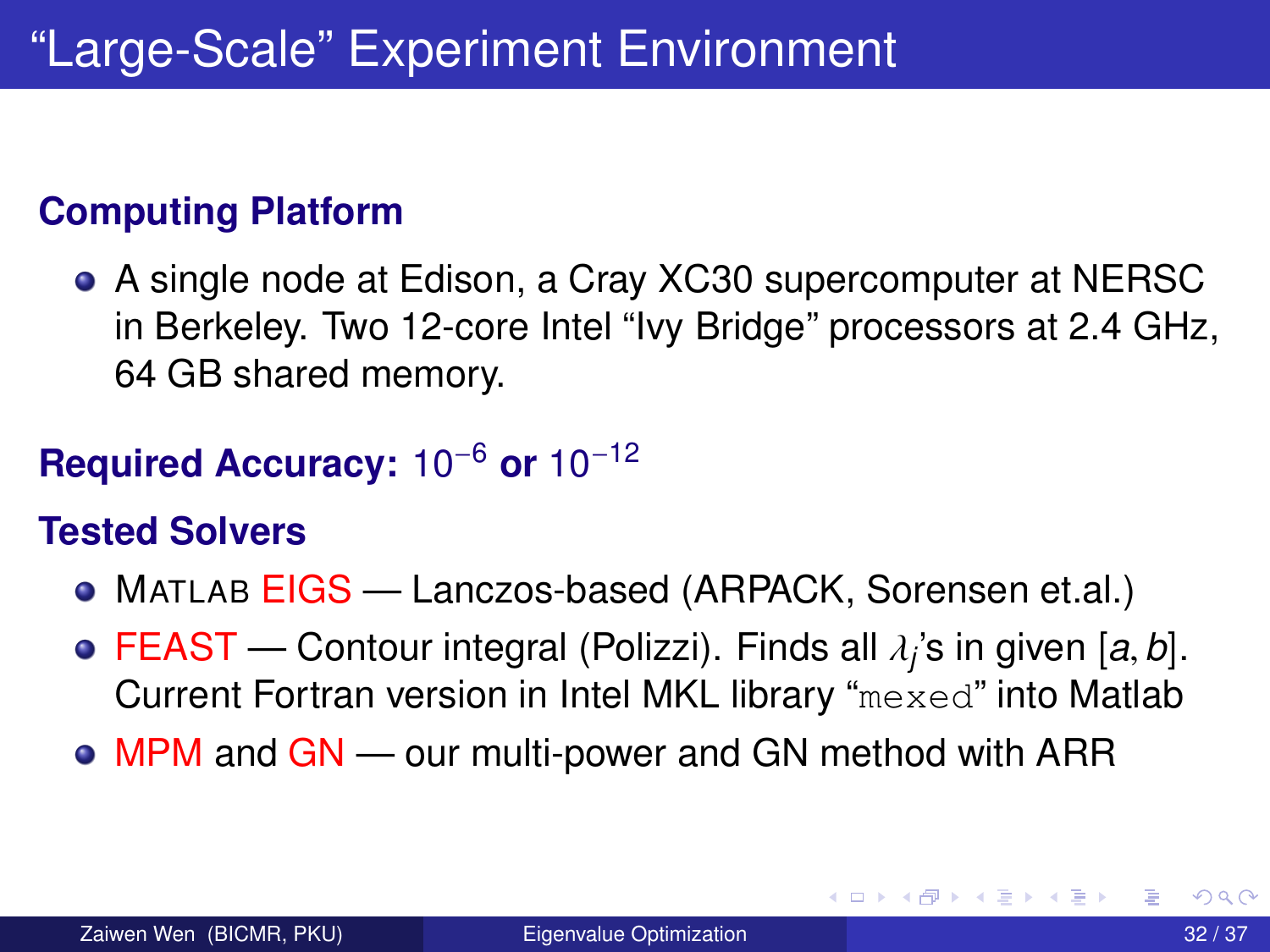# "Large-Scale" Experiment Environment

**Computing Platform**

- A single node at Edison, a Cray XC30 supercomputer at NERSC in Berkeley. Two 12-core Intel "Ivy Bridge" processors at 2.4 GHz, 64 GB shared memory.

**Required Accuracy:** $10^{-6}$ **or** $10^{-12}$

**Tested Solvers**

- MATLAB EIGS — Lanczos-based (ARPACK, Sorensen et.al.)
- FEAST — Contour integral (Polizzi). Finds all $\lambda_j$'s in given $[a, b]$. Current Fortran version in Intel MKL library "`mexed`" into Matlab
- MPM and GN — our multi-power and GN method with ARR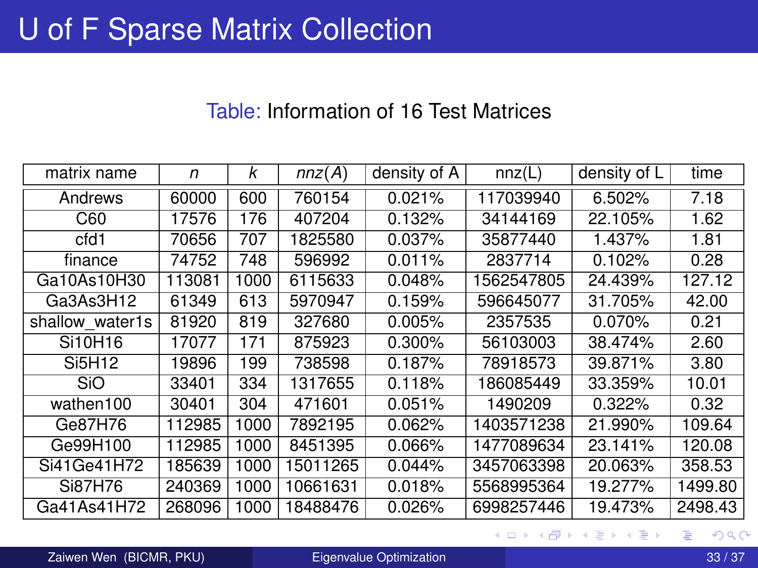# U of F Sparse Matrix Collection

Table: Information of 16 Test Matrices

| matrix name | $n$ | $k$ | $nnz(A)$ | density of A | nnz(L) | density of L | time |
|---|---|---|---|---|---|---|---|
| Andrews | 60000 | 600 | 760154 | 0.021% | 117039940 | 6.502% | 7.18 |
| C60 | 17576 | 176 | 407204 | 0.132% | 34144169 | 22.105% | 1.62 |
| cfd1 | 70656 | 707 | 1825580 | 0.037% | 35877440 | 1.437% | 1.81 |
| finance | 74752 | 748 | 596992 | 0.011% | 2837714 | 0.102% | 0.28 |
| Ga10As10H30 | 113081 | 1000 | 6115633 | 0.048% | 1562547805 | 24.439% | 127.12 |
| Ga3As3H12 | 61349 | 613 | 5970947 | 0.159% | 596645077 | 31.705% | 42.00 |
| shallow_water1s | 81920 | 819 | 327680 | 0.005% | 2357535 | 0.070% | 0.21 |
| Si10H16 | 17077 | 171 | 875923 | 0.300% | 56103003 | 38.474% | 2.60 |
| Si5H12 | 19896 | 199 | 738598 | 0.187% | 78918573 | 39.871% | 3.80 |
| SiO | 33401 | 334 | 1317655 | 0.118% | 186085449 | 33.359% | 10.01 |
| wathen100 | 30401 | 304 | 471601 | 0.051% | 1490209 | 0.322% | 0.32 |
| Ge87H76 | 112985 | 1000 | 7892195 | 0.062% | 1403571238 | 21.990% | 109.64 |
| Ge99H100 | 112985 | 1000 | 8451395 | 0.066% | 1477089634 | 23.141% | 120.08 |
| Si41Ge41H72 | 185639 | 1000 | 15011265 | 0.044% | 3457063398 | 20.063% | 358.53 |
| Si87H76 | 240369 | 1000 | 10661631 | 0.018% | 5568995364 | 19.277% | 1499.80 |
| Ga41As41H72 | 268096 | 1000 | 18488476 | 0.026% | 6998257446 | 19.473% | 2498.43 |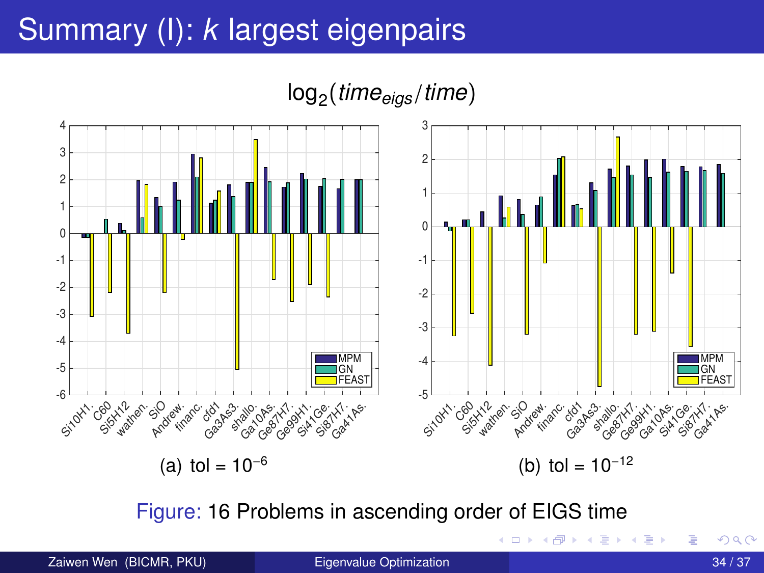# Summary (I): *k* largest eigenpairs

$\log_2(time_{eigs}/time)$

(a) tol = $10^{-6}$

(b) tol = $10^{-12}$

Figure: 16 Problems in ascending order of EIGS time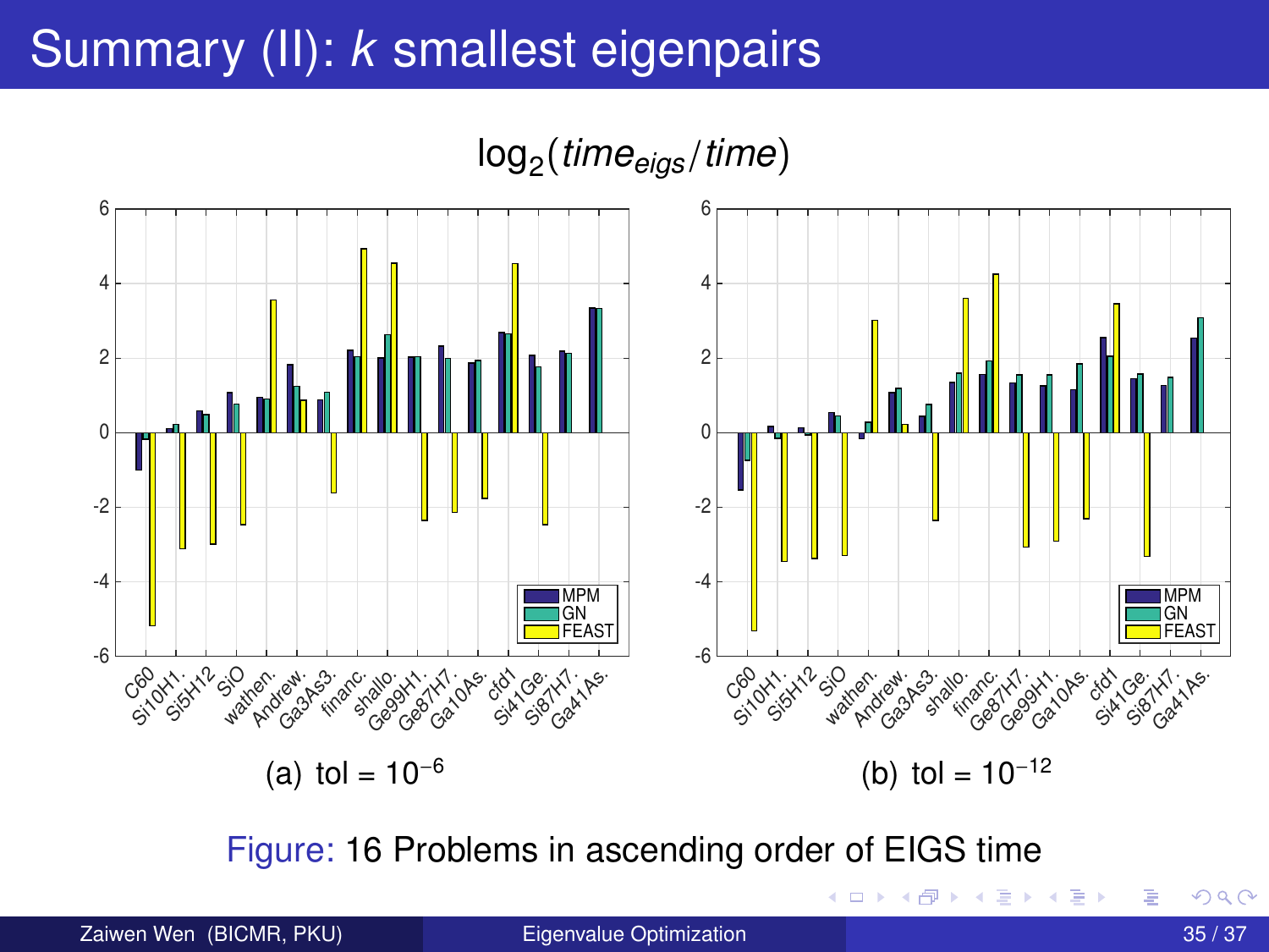# Summary (II): $k$ smallest eigenpairs

$\log_2(time_{eigs}/time)$

(a) tol = $10^{-6}$

(b) tol = $10^{-12}$

Figure: 16 Problems in ascending order of EIGS time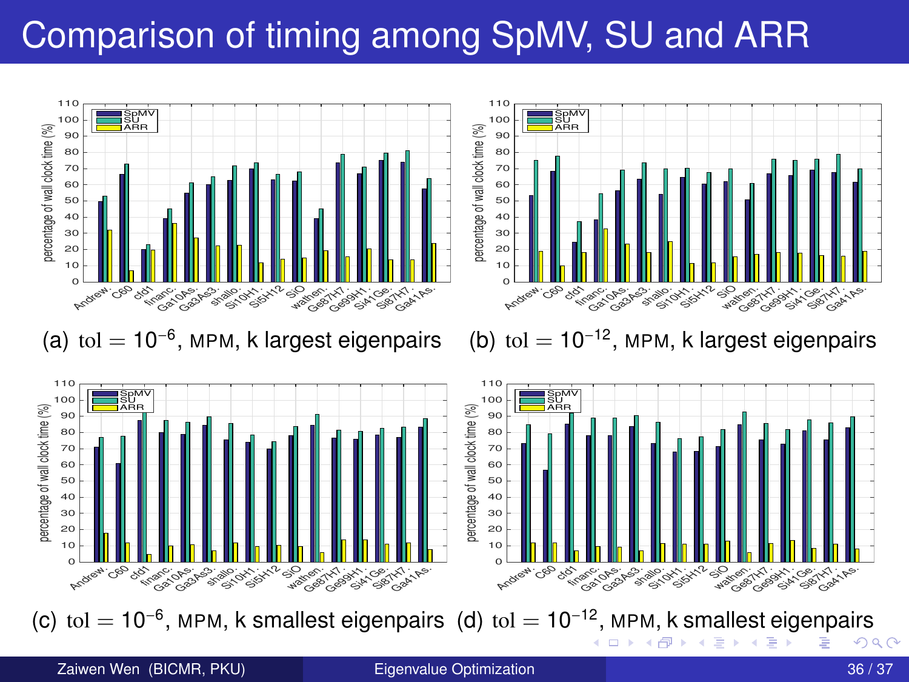# Comparison of timing among SpMV, SU and ARR

(a) $\mathrm{tol} = 10^{-6}$, MPM, k largest eigenpairs

(b) $\mathrm{tol} = 10^{-12}$, MPM, k largest eigenpairs

(c) $\mathrm{tol} = 10^{-6}$, MPM, k smallest eigenpairs

(d) $\mathrm{tol} = 10^{-12}$, MPM, k smallest eigenpairs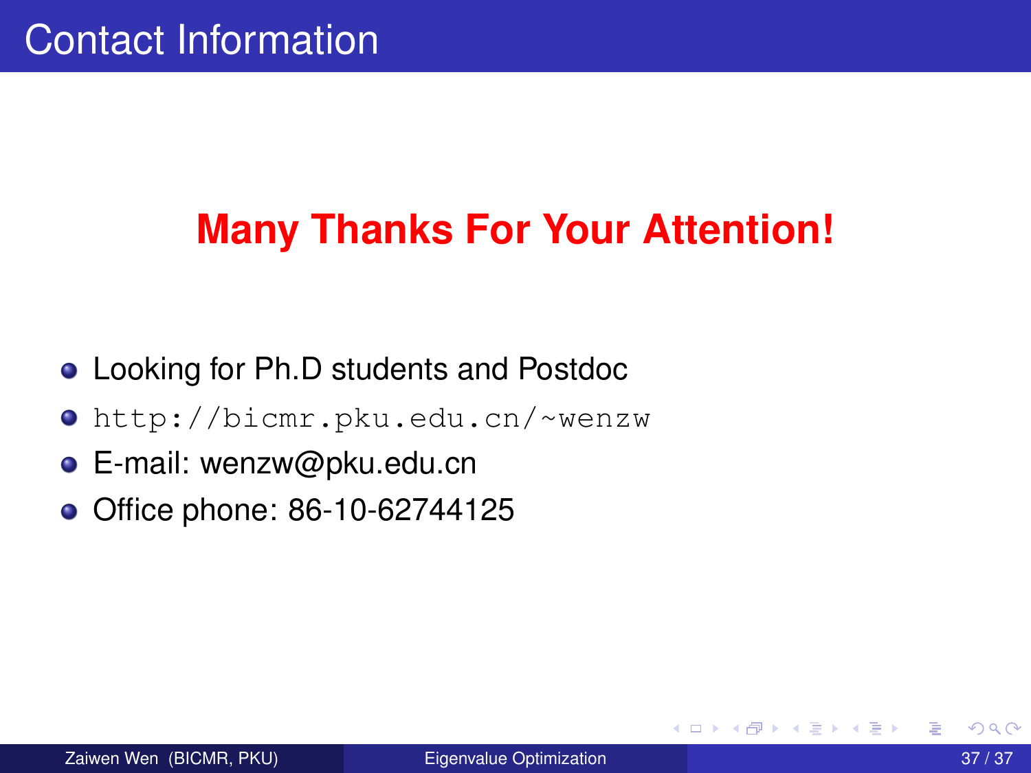# Contact Information

**Many Thanks For Your Attention!**

- Looking for Ph.D students and Postdoc
- `http://bicmr.pku.edu.cn/~wenzw`
- E-mail: wenzw@pku.edu.cn
- Office phone: 86-10-62744125